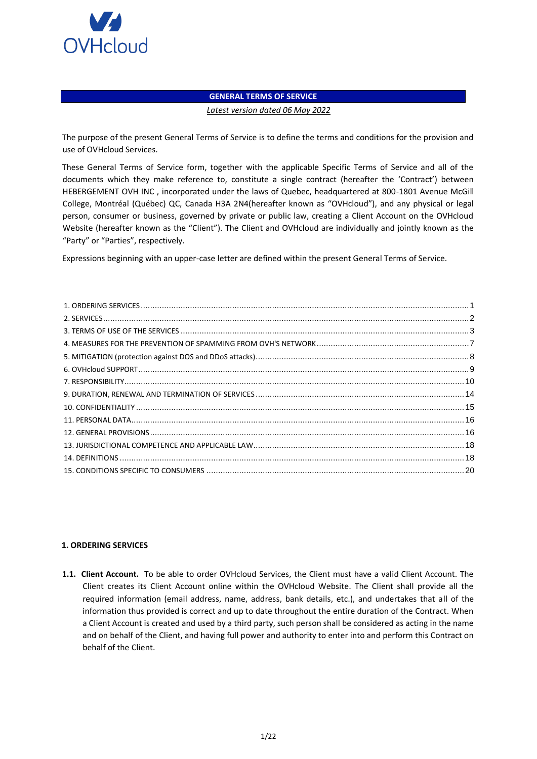# GENERAL TERMS OF SERVICE

*Latest version dated 06 May 2022*

The purpose of the present General Terms of Service is to define the terms and conditions for the provision and use of OVHcloud Services.

These General Terms of Service form, together with the applicable Specific Terms of Service and all of the documents which they make reference to, constitute a single contract (hereafter the 'Contract') between HEBERGEMENT OVH INC , incorporated under the laws of Quebec, headquartered at 800-1801 Avenue McGill College, Montréal (Québec) QC, Canada H3A 2N4(hereafter known as "OVHcloud"), and any physical or legal person, consumer or business, governed by private or public law, creating a Client Account on the OVHcloud Website (hereafter known as the "Client"). The Client and OVHcloud are individually and jointly known as the "Party" or "Parties", respectively.

Expressions beginning with an upper-case letter are defined within the present General Terms of Service.

1. ORDERING SERVICES .......... 1
2. SERVICES .......... 2
3. TERMS OF USE OF THE SERVICES .......... 3
4. MEASURES FOR THE PREVENTION OF SPAMMING FROM OVH'S NETWORK .......... 7
5. MITIGATION (protection against DOS and DDoS attacks) .......... 8
6. OVHcloud SUPPORT .......... 9
7. RESPONSIBILITY .......... 10
9. DURATION, RENEWAL AND TERMINATION OF SERVICES .......... 14
10. CONFIDENTIALITY .......... 15
11. PERSONAL DATA .......... 16
12. GENERAL PROVISIONS .......... 16
13. JURISDICTIONAL COMPETENCE AND APPLICABLE LAW .......... 18
14. DEFINITIONS .......... 18
15. CONDITIONS SPECIFIC TO CONSUMERS .......... 20

## 1. ORDERING SERVICES

**1.1. Client Account.** To be able to order OVHcloud Services, the Client must have a valid Client Account. The Client creates its Client Account online within the OVHcloud Website. The Client shall provide all the required information (email address, name, address, bank details, etc.), and undertakes that all of the information thus provided is correct and up to date throughout the entire duration of the Contract. When a Client Account is created and used by a third party, such person shall be considered as acting in the name and on behalf of the Client, and having full power and authority to enter into and perform this Contract on behalf of the Client.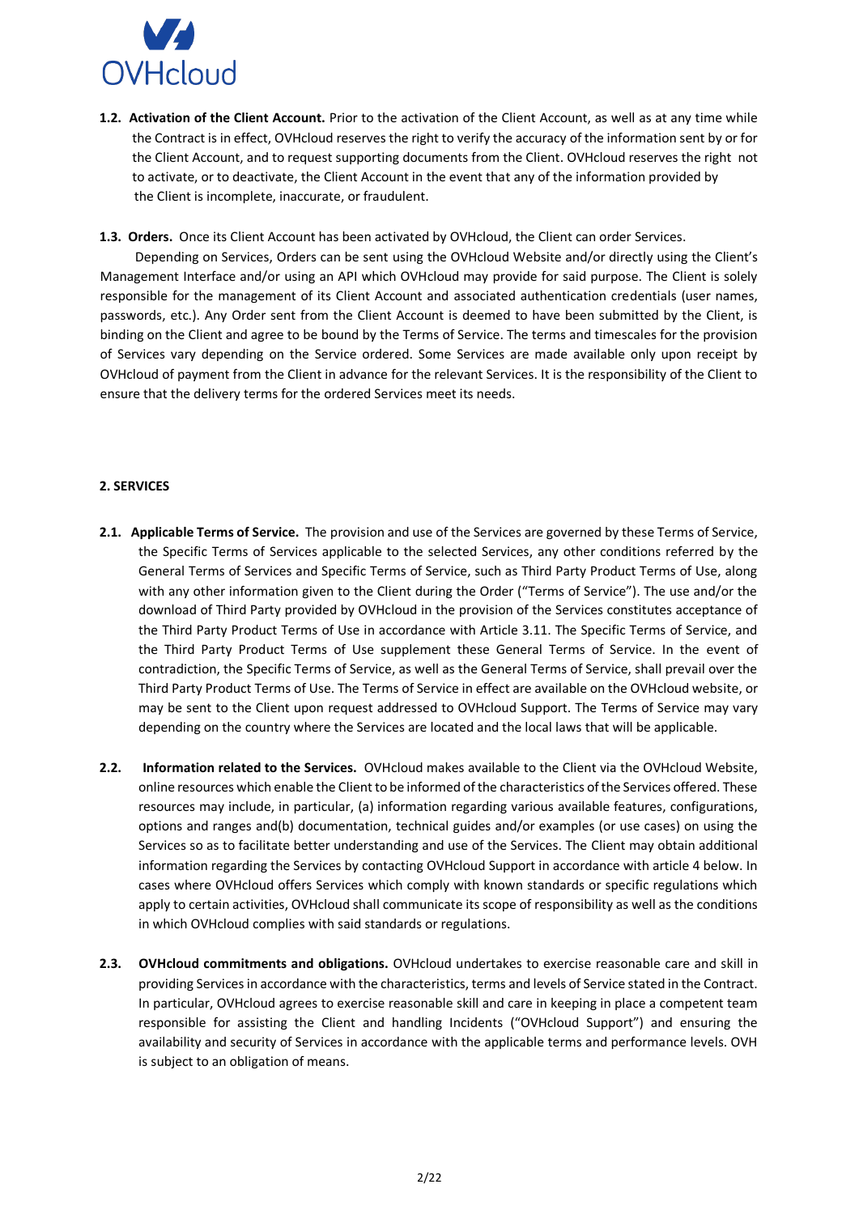**1.2. Activation of the Client Account.** Prior to the activation of the Client Account, as well as at any time while the Contract is in effect, OVHcloud reserves the right to verify the accuracy of the information sent by or for the Client Account, and to request supporting documents from the Client. OVHcloud reserves the right not to activate, or to deactivate, the Client Account in the event that any of the information provided by the Client is incomplete, inaccurate, or fraudulent.

**1.3. Orders.** Once its Client Account has been activated by OVHcloud, the Client can order Services.

Depending on Services, Orders can be sent using the OVHcloud Website and/or directly using the Client's Management Interface and/or using an API which OVHcloud may provide for said purpose. The Client is solely responsible for the management of its Client Account and associated authentication credentials (user names, passwords, etc.). Any Order sent from the Client Account is deemed to have been submitted by the Client, is binding on the Client and agree to be bound by the Terms of Service. The terms and timescales for the provision of Services vary depending on the Service ordered. Some Services are made available only upon receipt by OVHcloud of payment from the Client in advance for the relevant Services. It is the responsibility of the Client to ensure that the delivery terms for the ordered Services meet its needs.

## 2. SERVICES

**2.1. Applicable Terms of Service.** The provision and use of the Services are governed by these Terms of Service, the Specific Terms of Services applicable to the selected Services, any other conditions referred by the General Terms of Services and Specific Terms of Service, such as Third Party Product Terms of Use, along with any other information given to the Client during the Order ("Terms of Service"). The use and/or the download of Third Party provided by OVHcloud in the provision of the Services constitutes acceptance of the Third Party Product Terms of Use in accordance with Article 3.11. The Specific Terms of Service, and the Third Party Product Terms of Use supplement these General Terms of Service. In the event of contradiction, the Specific Terms of Service, as well as the General Terms of Service, shall prevail over the Third Party Product Terms of Use. The Terms of Service in effect are available on the OVHcloud website, or may be sent to the Client upon request addressed to OVHcloud Support. The Terms of Service may vary depending on the country where the Services are located and the local laws that will be applicable.

**2.2. Information related to the Services.** OVHcloud makes available to the Client via the OVHcloud Website, online resources which enable the Client to be informed of the characteristics of the Services offered. These resources may include, in particular, (a) information regarding various available features, configurations, options and ranges and(b) documentation, technical guides and/or examples (or use cases) on using the Services so as to facilitate better understanding and use of the Services. The Client may obtain additional information regarding the Services by contacting OVHcloud Support in accordance with article 4 below. In cases where OVHcloud offers Services which comply with known standards or specific regulations which apply to certain activities, OVHcloud shall communicate its scope of responsibility as well as the conditions in which OVHcloud complies with said standards or regulations.

**2.3. OVHcloud commitments and obligations.** OVHcloud undertakes to exercise reasonable care and skill in providing Services in accordance with the characteristics, terms and levels of Service stated in the Contract. In particular, OVHcloud agrees to exercise reasonable skill and care in keeping in place a competent team responsible for assisting the Client and handling Incidents ("OVHcloud Support") and ensuring the availability and security of Services in accordance with the applicable terms and performance levels. OVH is subject to an obligation of means.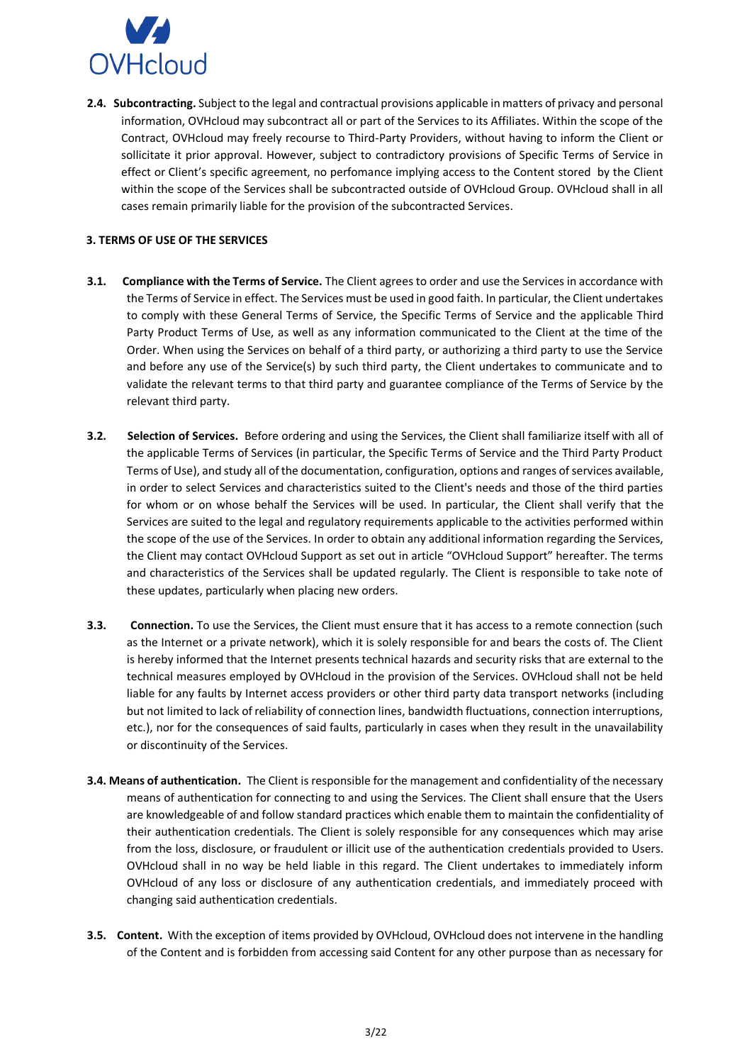**2.4. Subcontracting.** Subject to the legal and contractual provisions applicable in matters of privacy and personal information, OVHcloud may subcontract all or part of the Services to its Affiliates. Within the scope of the Contract, OVHcloud may freely recourse to Third-Party Providers, without having to inform the Client or sollicitate it prior approval. However, subject to contradictory provisions of Specific Terms of Service in effect or Client's specific agreement, no perfomance implying access to the Content stored by the Client within the scope of the Services shall be subcontracted outside of OVHcloud Group. OVHcloud shall in all cases remain primarily liable for the provision of the subcontracted Services.

## 3. TERMS OF USE OF THE SERVICES

**3.1. Compliance with the Terms of Service.** The Client agrees to order and use the Services in accordance with the Terms of Service in effect. The Services must be used in good faith. In particular, the Client undertakes to comply with these General Terms of Service, the Specific Terms of Service and the applicable Third Party Product Terms of Use, as well as any information communicated to the Client at the time of the Order. When using the Services on behalf of a third party, or authorizing a third party to use the Service and before any use of the Service(s) by such third party, the Client undertakes to communicate and to validate the relevant terms to that third party and guarantee compliance of the Terms of Service by the relevant third party.

**3.2. Selection of Services.** Before ordering and using the Services, the Client shall familiarize itself with all of the applicable Terms of Services (in particular, the Specific Terms of Service and the Third Party Product Terms of Use), and study all of the documentation, configuration, options and ranges of services available, in order to select Services and characteristics suited to the Client's needs and those of the third parties for whom or on whose behalf the Services will be used. In particular, the Client shall verify that the Services are suited to the legal and regulatory requirements applicable to the activities performed within the scope of the use of the Services. In order to obtain any additional information regarding the Services, the Client may contact OVHcloud Support as set out in article "OVHcloud Support" hereafter. The terms and characteristics of the Services shall be updated regularly. The Client is responsible to take note of these updates, particularly when placing new orders.

**3.3. Connection.** To use the Services, the Client must ensure that it has access to a remote connection (such as the Internet or a private network), which it is solely responsible for and bears the costs of. The Client is hereby informed that the Internet presents technical hazards and security risks that are external to the technical measures employed by OVHcloud in the provision of the Services. OVHcloud shall not be held liable for any faults by Internet access providers or other third party data transport networks (including but not limited to lack of reliability of connection lines, bandwidth fluctuations, connection interruptions, etc.), nor for the consequences of said faults, particularly in cases when they result in the unavailability or discontinuity of the Services.

**3.4. Means of authentication.** The Client is responsible for the management and confidentiality of the necessary means of authentication for connecting to and using the Services. The Client shall ensure that the Users are knowledgeable of and follow standard practices which enable them to maintain the confidentiality of their authentication credentials. The Client is solely responsible for any consequences which may arise from the loss, disclosure, or fraudulent or illicit use of the authentication credentials provided to Users. OVHcloud shall in no way be held liable in this regard. The Client undertakes to immediately inform OVHcloud of any loss or disclosure of any authentication credentials, and immediately proceed with changing said authentication credentials.

**3.5. Content.** With the exception of items provided by OVHcloud, OVHcloud does not intervene in the handling of the Content and is forbidden from accessing said Content for any other purpose than as necessary for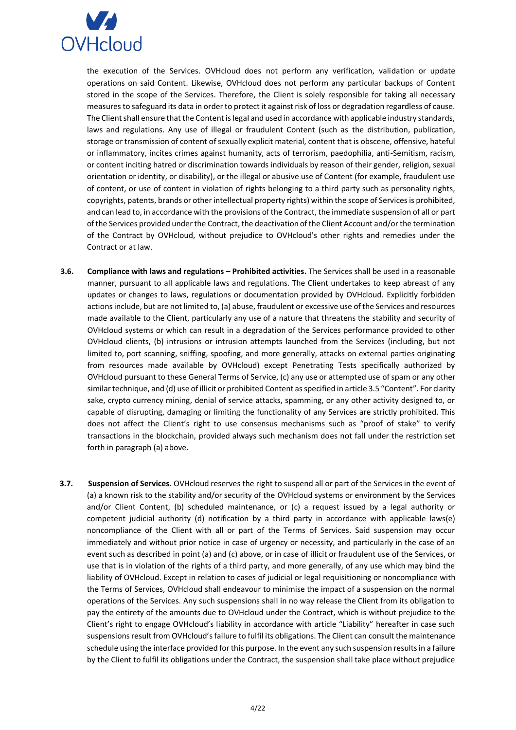the execution of the Services. OVHcloud does not perform any verification, validation or update operations on said Content. Likewise, OVHcloud does not perform any particular backups of Content stored in the scope of the Services. Therefore, the Client is solely responsible for taking all necessary measures to safeguard its data in order to protect it against risk of loss or degradation regardless of cause. The Client shall ensure that the Content is legal and used in accordance with applicable industry standards, laws and regulations. Any use of illegal or fraudulent Content (such as the distribution, publication, storage or transmission of content of sexually explicit material, content that is obscene, offensive, hateful or inflammatory, incites crimes against humanity, acts of terrorism, paedophilia, anti-Semitism, racism, or content inciting hatred or discrimination towards individuals by reason of their gender, religion, sexual orientation or identity, or disability), or the illegal or abusive use of Content (for example, fraudulent use of content, or use of content in violation of rights belonging to a third party such as personality rights, copyrights, patents, brands or other intellectual property rights) within the scope of Services is prohibited, and can lead to, in accordance with the provisions of the Contract, the immediate suspension of all or part of the Services provided under the Contract, the deactivation of the Client Account and/or the termination of the Contract by OVHcloud, without prejudice to OVHcloud's other rights and remedies under the Contract or at law.

**3.6. Compliance with laws and regulations – Prohibited activities.** The Services shall be used in a reasonable manner, pursuant to all applicable laws and regulations. The Client undertakes to keep abreast of any updates or changes to laws, regulations or documentation provided by OVHcloud. Explicitly forbidden actions include, but are not limited to, (a) abuse, fraudulent or excessive use of the Services and resources made available to the Client, particularly any use of a nature that threatens the stability and security of OVHcloud systems or which can result in a degradation of the Services performance provided to other OVHcloud clients, (b) intrusions or intrusion attempts launched from the Services (including, but not limited to, port scanning, sniffing, spoofing, and more generally, attacks on external parties originating from resources made available by OVHcloud) except Penetrating Tests specifically authorized by OVHcloud pursuant to these General Terms of Service, (c) any use or attempted use of spam or any other similar technique, and (d) use of illicit or prohibited Content as specified in article 3.5 "Content". For clarity sake, crypto currency mining, denial of service attacks, spamming, or any other activity designed to, or capable of disrupting, damaging or limiting the functionality of any Services are strictly prohibited. This does not affect the Client's right to use consensus mechanisms such as "proof of stake" to verify transactions in the blockchain, provided always such mechanism does not fall under the restriction set forth in paragraph (a) above.

**3.7. Suspension of Services.** OVHcloud reserves the right to suspend all or part of the Services in the event of (a) a known risk to the stability and/or security of the OVHcloud systems or environment by the Services and/or Client Content, (b) scheduled maintenance, or (c) a request issued by a legal authority or competent judicial authority (d) notification by a third party in accordance with applicable laws(e) noncompliance of the Client with all or part of the Terms of Services. Said suspension may occur immediately and without prior notice in case of urgency or necessity, and particularly in the case of an event such as described in point (a) and (c) above, or in case of illicit or fraudulent use of the Services, or use that is in violation of the rights of a third party, and more generally, of any use which may bind the liability of OVHcloud. Except in relation to cases of judicial or legal requisitioning or noncompliance with the Terms of Services, OVHcloud shall endeavour to minimise the impact of a suspension on the normal operations of the Services. Any such suspensions shall in no way release the Client from its obligation to pay the entirety of the amounts due to OVHcloud under the Contract, which is without prejudice to the Client's right to engage OVHcloud's liability in accordance with article "Liability" hereafter in case such suspensions result from OVHcloud's failure to fulfil its obligations. The Client can consult the maintenance schedule using the interface provided for this purpose. In the event any such suspension results in a failure by the Client to fulfil its obligations under the Contract, the suspension shall take place without prejudice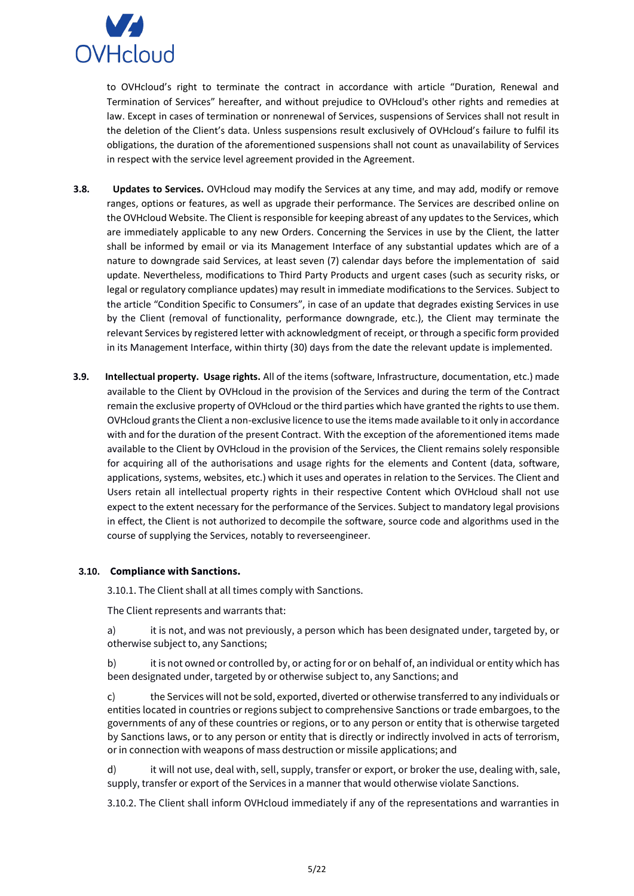to OVHcloud's right to terminate the contract in accordance with article "Duration, Renewal and Termination of Services" hereafter, and without prejudice to OVHcloud's other rights and remedies at law. Except in cases of termination or nonrenewal of Services, suspensions of Services shall not result in the deletion of the Client's data. Unless suspensions result exclusively of OVHcloud's failure to fulfil its obligations, the duration of the aforementioned suspensions shall not count as unavailability of Services in respect with the service level agreement provided in the Agreement.

**3.8. Updates to Services.** OVHcloud may modify the Services at any time, and may add, modify or remove ranges, options or features, as well as upgrade their performance. The Services are described online on the OVHcloud Website. The Client is responsible for keeping abreast of any updates to the Services, which are immediately applicable to any new Orders. Concerning the Services in use by the Client, the latter shall be informed by email or via its Management Interface of any substantial updates which are of a nature to downgrade said Services, at least seven (7) calendar days before the implementation of said update. Nevertheless, modifications to Third Party Products and urgent cases (such as security risks, or legal or regulatory compliance updates) may result in immediate modifications to the Services. Subject to the article "Condition Specific to Consumers", in case of an update that degrades existing Services in use by the Client (removal of functionality, performance downgrade, etc.), the Client may terminate the relevant Services by registered letter with acknowledgment of receipt, or through a specific form provided in its Management Interface, within thirty (30) days from the date the relevant update is implemented.

**3.9. Intellectual property. Usage rights.** All of the items (software, Infrastructure, documentation, etc.) made available to the Client by OVHcloud in the provision of the Services and during the term of the Contract remain the exclusive property of OVHcloud or the third parties which have granted the rights to use them. OVHcloud grants the Client a non-exclusive licence to use the items made available to it only in accordance with and for the duration of the present Contract. With the exception of the aforementioned items made available to the Client by OVHcloud in the provision of the Services, the Client remains solely responsible for acquiring all of the authorisations and usage rights for the elements and Content (data, software, applications, systems, websites, etc.) which it uses and operates in relation to the Services. The Client and Users retain all intellectual property rights in their respective Content which OVHcloud shall not use expect to the extent necessary for the performance of the Services. Subject to mandatory legal provisions in effect, the Client is not authorized to decompile the software, source code and algorithms used in the course of supplying the Services, notably to reverseengineer.

**3.10. Compliance with Sanctions.**

3.10.1. The Client shall at all times comply with Sanctions.

The Client represents and warrants that:

a) it is not, and was not previously, a person which has been designated under, targeted by, or otherwise subject to, any Sanctions;

b) it is not owned or controlled by, or acting for or on behalf of, an individual or entity which has been designated under, targeted by or otherwise subject to, any Sanctions; and

c) the Services will not be sold, exported, diverted or otherwise transferred to any individuals or entities located in countries or regions subject to comprehensive Sanctions or trade embargoes, to the governments of any of these countries or regions, or to any person or entity that is otherwise targeted by Sanctions laws, or to any person or entity that is directly or indirectly involved in acts of terrorism, or in connection with weapons of mass destruction or missile applications; and

d) it will not use, deal with, sell, supply, transfer or export, or broker the use, dealing with, sale, supply, transfer or export of the Services in a manner that would otherwise violate Sanctions.

3.10.2. The Client shall inform OVHcloud immediately if any of the representations and warranties in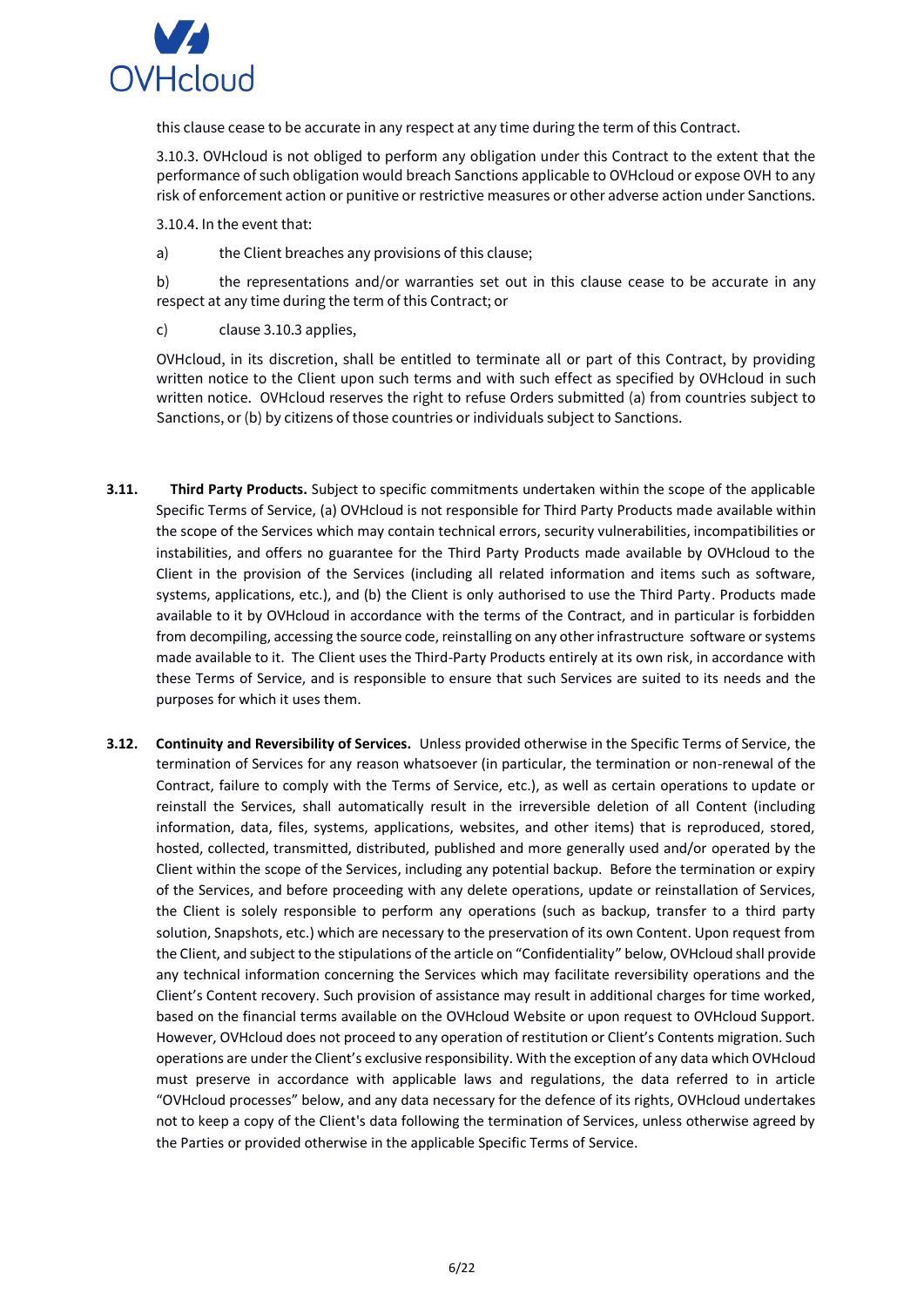this clause cease to be accurate in any respect at any time during the term of this Contract.

3.10.3. OVHcloud is not obliged to perform any obligation under this Contract to the extent that the performance of such obligation would breach Sanctions applicable to OVHcloud or expose OVH to any risk of enforcement action or punitive or restrictive measures or other adverse action under Sanctions.

3.10.4. In the event that:

a) the Client breaches any provisions of this clause;

b) the representations and/or warranties set out in this clause cease to be accurate in any respect at any time during the term of this Contract; or

c) clause 3.10.3 applies,

OVHcloud, in its discretion, shall be entitled to terminate all or part of this Contract, by providing written notice to the Client upon such terms and with such effect as specified by OVHcloud in such written notice. OVHcloud reserves the right to refuse Orders submitted (a) from countries subject to Sanctions, or (b) by citizens of those countries or individuals subject to Sanctions.

**3.11. Third Party Products.** Subject to specific commitments undertaken within the scope of the applicable Specific Terms of Service, (a) OVHcloud is not responsible for Third Party Products made available within the scope of the Services which may contain technical errors, security vulnerabilities, incompatibilities or instabilities, and offers no guarantee for the Third Party Products made available by OVHcloud to the Client in the provision of the Services (including all related information and items such as software, systems, applications, etc.), and (b) the Client is only authorised to use the Third Party. Products made available to it by OVHcloud in accordance with the terms of the Contract, and in particular is forbidden from decompiling, accessing the source code, reinstalling on any other infrastructure software or systems made available to it. The Client uses the Third-Party Products entirely at its own risk, in accordance with these Terms of Service, and is responsible to ensure that such Services are suited to its needs and the purposes for which it uses them.

**3.12. Continuity and Reversibility of Services.** Unless provided otherwise in the Specific Terms of Service, the termination of Services for any reason whatsoever (in particular, the termination or non-renewal of the Contract, failure to comply with the Terms of Service, etc.), as well as certain operations to update or reinstall the Services, shall automatically result in the irreversible deletion of all Content (including information, data, files, systems, applications, websites, and other items) that is reproduced, stored, hosted, collected, transmitted, distributed, published and more generally used and/or operated by the Client within the scope of the Services, including any potential backup. Before the termination or expiry of the Services, and before proceeding with any delete operations, update or reinstallation of Services, the Client is solely responsible to perform any operations (such as backup, transfer to a third party solution, Snapshots, etc.) which are necessary to the preservation of its own Content. Upon request from the Client, and subject to the stipulations of the article on "Confidentiality" below, OVHcloud shall provide any technical information concerning the Services which may facilitate reversibility operations and the Client's Content recovery. Such provision of assistance may result in additional charges for time worked, based on the financial terms available on the OVHcloud Website or upon request to OVHcloud Support. However, OVHcloud does not proceed to any operation of restitution or Client's Contents migration. Such operations are under the Client's exclusive responsibility. With the exception of any data which OVHcloud must preserve in accordance with applicable laws and regulations, the data referred to in article "OVHcloud processes" below, and any data necessary for the defence of its rights, OVHcloud undertakes not to keep a copy of the Client's data following the termination of Services, unless otherwise agreed by the Parties or provided otherwise in the applicable Specific Terms of Service.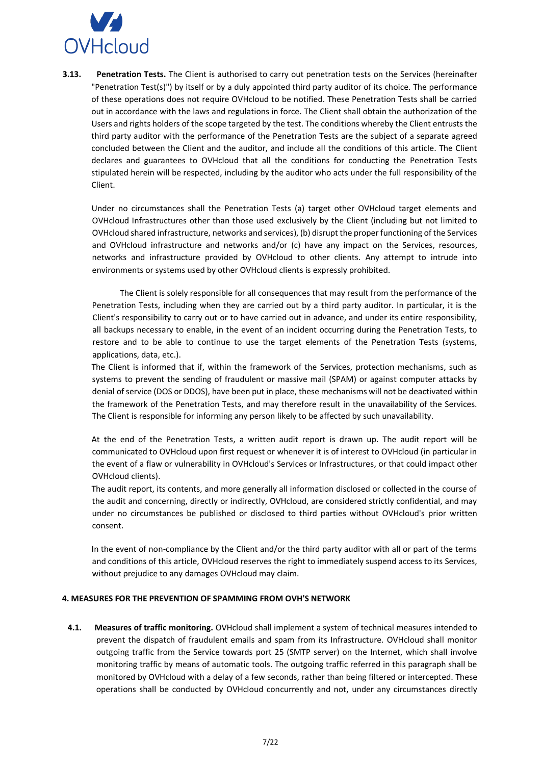**3.13. Penetration Tests.** The Client is authorised to carry out penetration tests on the Services (hereinafter "Penetration Test(s)") by itself or by a duly appointed third party auditor of its choice. The performance of these operations does not require OVHcloud to be notified. These Penetration Tests shall be carried out in accordance with the laws and regulations in force. The Client shall obtain the authorization of the Users and rights holders of the scope targeted by the test. The conditions whereby the Client entrusts the third party auditor with the performance of the Penetration Tests are the subject of a separate agreed concluded between the Client and the auditor, and include all the conditions of this article. The Client declares and guarantees to OVHcloud that all the conditions for conducting the Penetration Tests stipulated herein will be respected, including by the auditor who acts under the full responsibility of the Client.

Under no circumstances shall the Penetration Tests (a) target other OVHcloud target elements and OVHcloud Infrastructures other than those used exclusively by the Client (including but not limited to OVHcloud shared infrastructure, networks and services), (b) disrupt the proper functioning of the Services and OVHcloud infrastructure and networks and/or (c) have any impact on the Services, resources, networks and infrastructure provided by OVHcloud to other clients. Any attempt to intrude into environments or systems used by other OVHcloud clients is expressly prohibited.

The Client is solely responsible for all consequences that may result from the performance of the Penetration Tests, including when they are carried out by a third party auditor. In particular, it is the Client's responsibility to carry out or to have carried out in advance, and under its entire responsibility, all backups necessary to enable, in the event of an incident occurring during the Penetration Tests, to restore and to be able to continue to use the target elements of the Penetration Tests (systems, applications, data, etc.).

The Client is informed that if, within the framework of the Services, protection mechanisms, such as systems to prevent the sending of fraudulent or massive mail (SPAM) or against computer attacks by denial of service (DOS or DDOS), have been put in place, these mechanisms will not be deactivated within the framework of the Penetration Tests, and may therefore result in the unavailability of the Services. The Client is responsible for informing any person likely to be affected by such unavailability.

At the end of the Penetration Tests, a written audit report is drawn up. The audit report will be communicated to OVHcloud upon first request or whenever it is of interest to OVHcloud (in particular in the event of a flaw or vulnerability in OVHcloud's Services or Infrastructures, or that could impact other OVHcloud clients).

The audit report, its contents, and more generally all information disclosed or collected in the course of the audit and concerning, directly or indirectly, OVHcloud, are considered strictly confidential, and may under no circumstances be published or disclosed to third parties without OVHcloud's prior written consent.

In the event of non-compliance by the Client and/or the third party auditor with all or part of the terms and conditions of this article, OVHcloud reserves the right to immediately suspend access to its Services, without prejudice to any damages OVHcloud may claim.

## 4. MEASURES FOR THE PREVENTION OF SPAMMING FROM OVH'S NETWORK

**4.1. Measures of traffic monitoring.** OVHcloud shall implement a system of technical measures intended to prevent the dispatch of fraudulent emails and spam from its Infrastructure. OVHcloud shall monitor outgoing traffic from the Service towards port 25 (SMTP server) on the Internet, which shall involve monitoring traffic by means of automatic tools. The outgoing traffic referred in this paragraph shall be monitored by OVHcloud with a delay of a few seconds, rather than being filtered or intercepted. These operations shall be conducted by OVHcloud concurrently and not, under any circumstances directly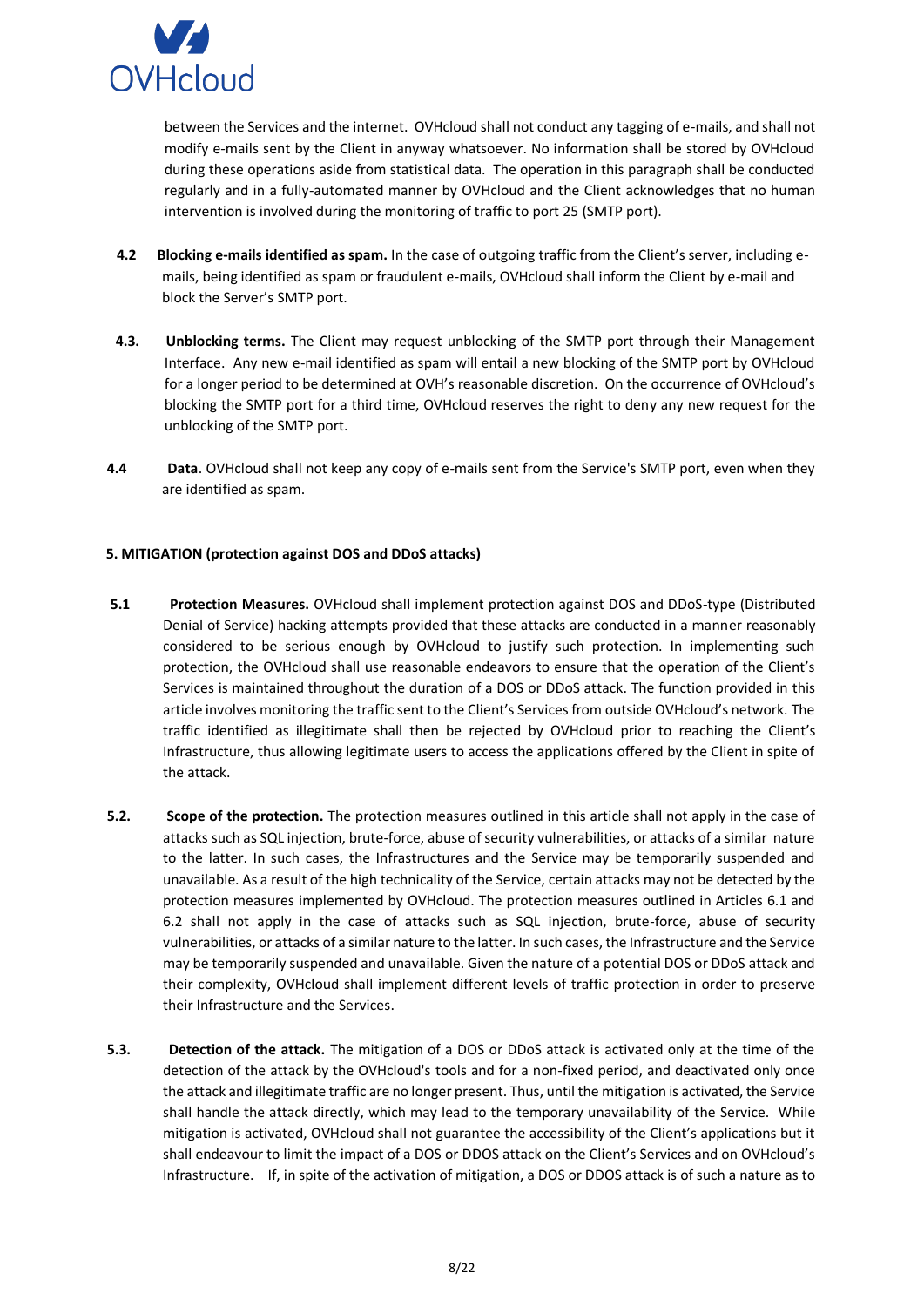between the Services and the internet. OVHcloud shall not conduct any tagging of e-mails, and shall not modify e-mails sent by the Client in anyway whatsoever. No information shall be stored by OVHcloud during these operations aside from statistical data. The operation in this paragraph shall be conducted regularly and in a fully-automated manner by OVHcloud and the Client acknowledges that no human intervention is involved during the monitoring of traffic to port 25 (SMTP port).

**4.2 Blocking e-mails identified as spam.** In the case of outgoing traffic from the Client's server, including e-mails, being identified as spam or fraudulent e-mails, OVHcloud shall inform the Client by e-mail and block the Server's SMTP port.

**4.3. Unblocking terms.** The Client may request unblocking of the SMTP port through their Management Interface. Any new e-mail identified as spam will entail a new blocking of the SMTP port by OVHcloud for a longer period to be determined at OVH's reasonable discretion. On the occurrence of OVHcloud's blocking the SMTP port for a third time, OVHcloud reserves the right to deny any new request for the unblocking of the SMTP port.

**4.4 Data**. OVHcloud shall not keep any copy of e-mails sent from the Service's SMTP port, even when they are identified as spam.

**5. MITIGATION (protection against DOS and DDoS attacks)**

**5.1 Protection Measures.** OVHcloud shall implement protection against DOS and DDoS-type (Distributed Denial of Service) hacking attempts provided that these attacks are conducted in a manner reasonably considered to be serious enough by OVHcloud to justify such protection. In implementing such protection, the OVHcloud shall use reasonable endeavors to ensure that the operation of the Client's Services is maintained throughout the duration of a DOS or DDoS attack. The function provided in this article involves monitoring the traffic sent to the Client's Services from outside OVHcloud's network. The traffic identified as illegitimate shall then be rejected by OVHcloud prior to reaching the Client's Infrastructure, thus allowing legitimate users to access the applications offered by the Client in spite of the attack.

**5.2. Scope of the protection.** The protection measures outlined in this article shall not apply in the case of attacks such as SQL injection, brute-force, abuse of security vulnerabilities, or attacks of a similar nature to the latter. In such cases, the Infrastructures and the Service may be temporarily suspended and unavailable. As a result of the high technicality of the Service, certain attacks may not be detected by the protection measures implemented by OVHcloud. The protection measures outlined in Articles 6.1 and 6.2 shall not apply in the case of attacks such as SQL injection, brute-force, abuse of security vulnerabilities, or attacks of a similar nature to the latter. In such cases, the Infrastructure and the Service may be temporarily suspended and unavailable. Given the nature of a potential DOS or DDoS attack and their complexity, OVHcloud shall implement different levels of traffic protection in order to preserve their Infrastructure and the Services.

**5.3. Detection of the attack.** The mitigation of a DOS or DDoS attack is activated only at the time of the detection of the attack by the OVHcloud's tools and for a non-fixed period, and deactivated only once the attack and illegitimate traffic are no longer present. Thus, until the mitigation is activated, the Service shall handle the attack directly, which may lead to the temporary unavailability of the Service. While mitigation is activated, OVHcloud shall not guarantee the accessibility of the Client's applications but it shall endeavour to limit the impact of a DOS or DDOS attack on the Client's Services and on OVHcloud's Infrastructure. If, in spite of the activation of mitigation, a DOS or DDOS attack is of such a nature as to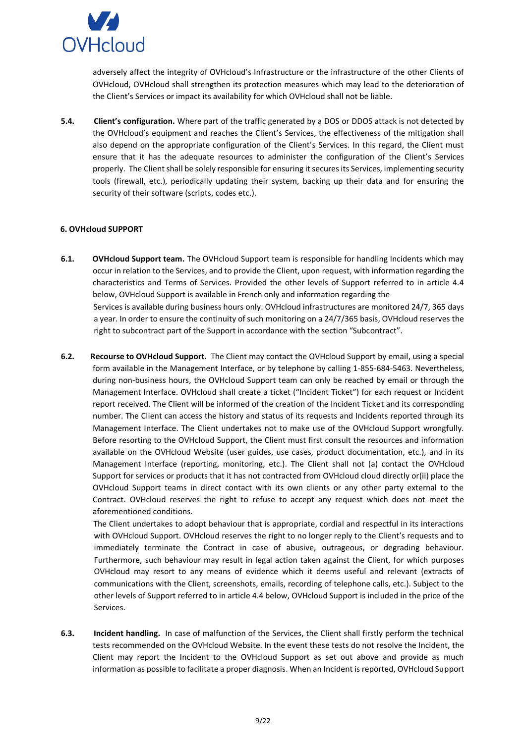adversely affect the integrity of OVHcloud's Infrastructure or the infrastructure of the other Clients of OVHcloud, OVHcloud shall strengthen its protection measures which may lead to the deterioration of the Client's Services or impact its availability for which OVHcloud shall not be liable.

**5.4. Client's configuration.** Where part of the traffic generated by a DOS or DDOS attack is not detected by the OVHcloud's equipment and reaches the Client's Services, the effectiveness of the mitigation shall also depend on the appropriate configuration of the Client's Services. In this regard, the Client must ensure that it has the adequate resources to administer the configuration of the Client's Services properly. The Client shall be solely responsible for ensuring it secures its Services, implementing security tools (firewall, etc.), periodically updating their system, backing up their data and for ensuring the security of their software (scripts, codes etc.).

#### 6. OVHcloud SUPPORT

**6.1. OVHcloud Support team.** The OVHcloud Support team is responsible for handling Incidents which may occur in relation to the Services, and to provide the Client, upon request, with information regarding the characteristics and Terms of Services. Provided the other levels of Support referred to in article 4.4 below, OVHcloud Support is available in French only and information regarding the Services is available during business hours only. OVHcloud infrastructures are monitored 24/7, 365 days a year. In order to ensure the continuity of such monitoring on a 24/7/365 basis, OVHcloud reserves the right to subcontract part of the Support in accordance with the section "Subcontract".

**6.2. Recourse to OVHcloud Support.** The Client may contact the OVHcloud Support by email, using a special form available in the Management Interface, or by telephone by calling 1-855-684-5463. Nevertheless, during non-business hours, the OVHcloud Support team can only be reached by email or through the Management Interface. OVHcloud shall create a ticket ("Incident Ticket") for each request or Incident report received. The Client will be informed of the creation of the Incident Ticket and its corresponding number. The Client can access the history and status of its requests and Incidents reported through its Management Interface. The Client undertakes not to make use of the OVHcloud Support wrongfully. Before resorting to the OVHcloud Support, the Client must first consult the resources and information available on the OVHcloud Website (user guides, use cases, product documentation, etc.), and in its Management Interface (reporting, monitoring, etc.). The Client shall not (a) contact the OVHcloud Support for services or products that it has not contracted from OVHcloud cloud directly or(ii) place the OVHcloud Support teams in direct contact with its own clients or any other party external to the Contract. OVHcloud reserves the right to refuse to accept any request which does not meet the aforementioned conditions.

The Client undertakes to adopt behaviour that is appropriate, cordial and respectful in its interactions with OVHcloud Support. OVHcloud reserves the right to no longer reply to the Client's requests and to immediately terminate the Contract in case of abusive, outrageous, or degrading behaviour. Furthermore, such behaviour may result in legal action taken against the Client, for which purposes OVHcloud may resort to any means of evidence which it deems useful and relevant (extracts of communications with the Client, screenshots, emails, recording of telephone calls, etc.). Subject to the other levels of Support referred to in article 4.4 below, OVHcloud Support is included in the price of the Services.

**6.3. Incident handling.** In case of malfunction of the Services, the Client shall firstly perform the technical tests recommended on the OVHcloud Website. In the event these tests do not resolve the Incident, the Client may report the Incident to the OVHcloud Support as set out above and provide as much information as possible to facilitate a proper diagnosis. When an Incident is reported, OVHcloud Support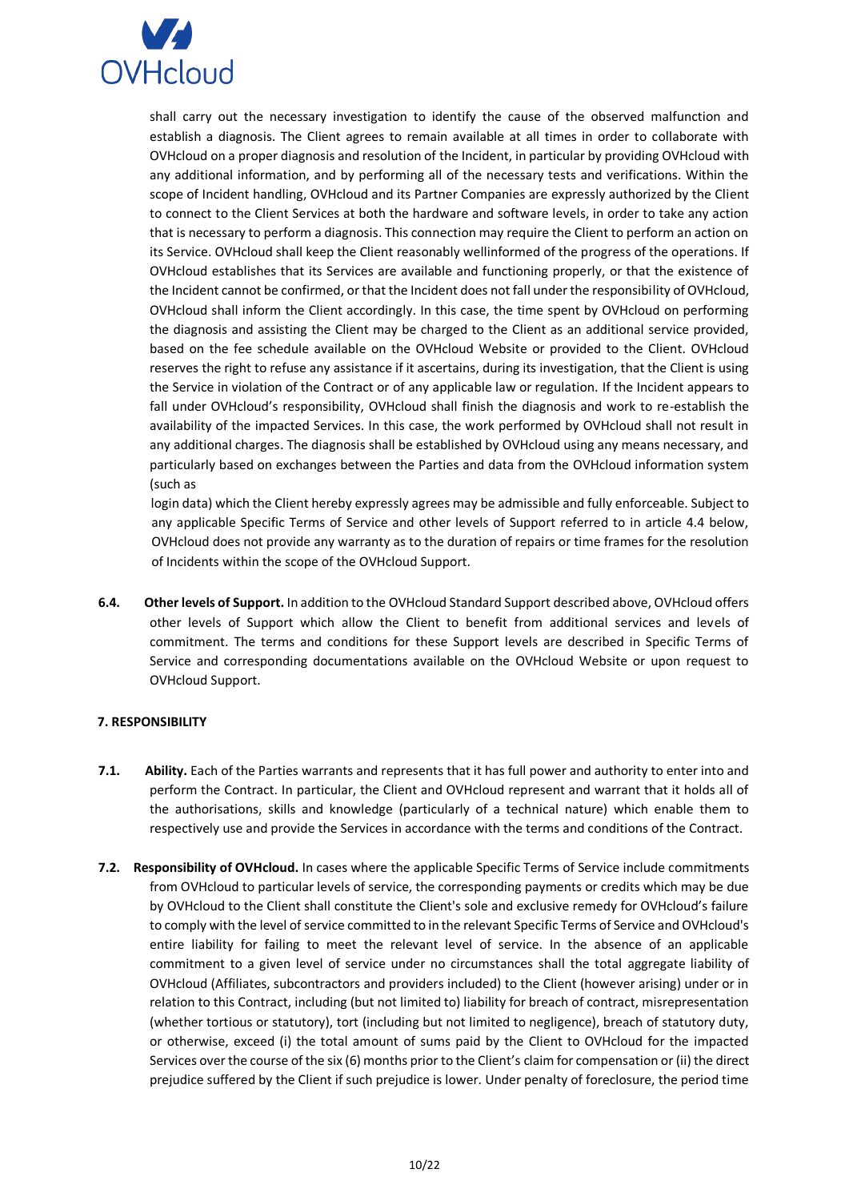shall carry out the necessary investigation to identify the cause of the observed malfunction and establish a diagnosis. The Client agrees to remain available at all times in order to collaborate with OVHcloud on a proper diagnosis and resolution of the Incident, in particular by providing OVHcloud with any additional information, and by performing all of the necessary tests and verifications. Within the scope of Incident handling, OVHcloud and its Partner Companies are expressly authorized by the Client to connect to the Client Services at both the hardware and software levels, in order to take any action that is necessary to perform a diagnosis. This connection may require the Client to perform an action on its Service. OVHcloud shall keep the Client reasonably wellinformed of the progress of the operations. If OVHcloud establishes that its Services are available and functioning properly, or that the existence of the Incident cannot be confirmed, or that the Incident does not fall under the responsibility of OVHcloud, OVHcloud shall inform the Client accordingly. In this case, the time spent by OVHcloud on performing the diagnosis and assisting the Client may be charged to the Client as an additional service provided, based on the fee schedule available on the OVHcloud Website or provided to the Client. OVHcloud reserves the right to refuse any assistance if it ascertains, during its investigation, that the Client is using the Service in violation of the Contract or of any applicable law or regulation. If the Incident appears to fall under OVHcloud's responsibility, OVHcloud shall finish the diagnosis and work to re-establish the availability of the impacted Services. In this case, the work performed by OVHcloud shall not result in any additional charges. The diagnosis shall be established by OVHcloud using any means necessary, and particularly based on exchanges between the Parties and data from the OVHcloud information system (such as login data) which the Client hereby expressly agrees may be admissible and fully enforceable. Subject to any applicable Specific Terms of Service and other levels of Support referred to in article 4.4 below, OVHcloud does not provide any warranty as to the duration of repairs or time frames for the resolution of Incidents within the scope of the OVHcloud Support.

**6.4. Other levels of Support.** In addition to the OVHcloud Standard Support described above, OVHcloud offers other levels of Support which allow the Client to benefit from additional services and levels of commitment. The terms and conditions for these Support levels are described in Specific Terms of Service and corresponding documentations available on the OVHcloud Website or upon request to OVHcloud Support.

## 7. RESPONSIBILITY

**7.1. Ability.** Each of the Parties warrants and represents that it has full power and authority to enter into and perform the Contract. In particular, the Client and OVHcloud represent and warrant that it holds all of the authorisations, skills and knowledge (particularly of a technical nature) which enable them to respectively use and provide the Services in accordance with the terms and conditions of the Contract.

**7.2. Responsibility of OVHcloud.** In cases where the applicable Specific Terms of Service include commitments from OVHcloud to particular levels of service, the corresponding payments or credits which may be due by OVHcloud to the Client shall constitute the Client's sole and exclusive remedy for OVHcloud's failure to comply with the level of service committed to in the relevant Specific Terms of Service and OVHcloud's entire liability for failing to meet the relevant level of service. In the absence of an applicable commitment to a given level of service under no circumstances shall the total aggregate liability of OVHcloud (Affiliates, subcontractors and providers included) to the Client (however arising) under or in relation to this Contract, including (but not limited to) liability for breach of contract, misrepresentation (whether tortious or statutory), tort (including but not limited to negligence), breach of statutory duty, or otherwise, exceed (i) the total amount of sums paid by the Client to OVHcloud for the impacted Services over the course of the six (6) months prior to the Client's claim for compensation or (ii) the direct prejudice suffered by the Client if such prejudice is lower. Under penalty of foreclosure, the period time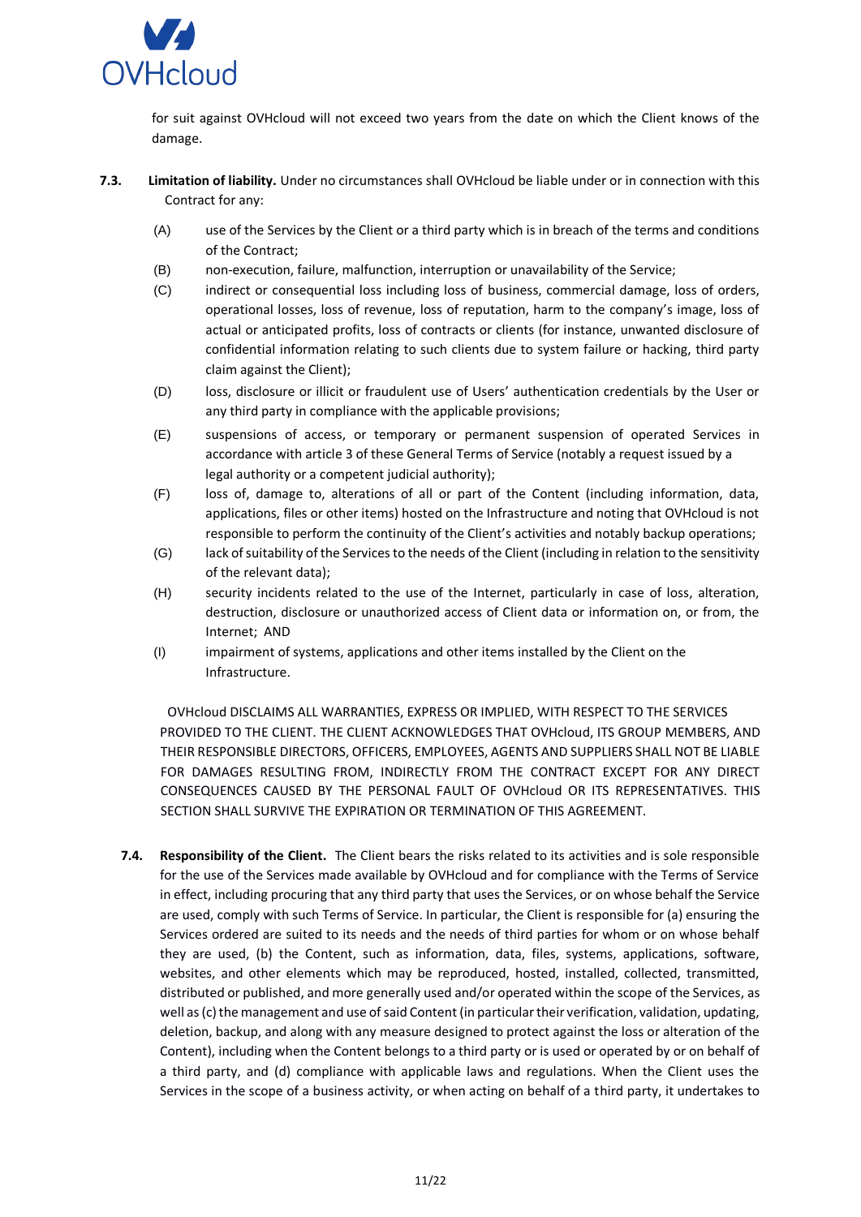for suit against OVHcloud will not exceed two years from the date on which the Client knows of the damage.

**7.3. Limitation of liability.** Under no circumstances shall OVHcloud be liable under or in connection with this Contract for any:

(A) use of the Services by the Client or a third party which is in breach of the terms and conditions of the Contract;

(B) non-execution, failure, malfunction, interruption or unavailability of the Service;

(C) indirect or consequential loss including loss of business, commercial damage, loss of orders, operational losses, loss of revenue, loss of reputation, harm to the company's image, loss of actual or anticipated profits, loss of contracts or clients (for instance, unwanted disclosure of confidential information relating to such clients due to system failure or hacking, third party claim against the Client);

(D) loss, disclosure or illicit or fraudulent use of Users' authentication credentials by the User or any third party in compliance with the applicable provisions;

(E) suspensions of access, or temporary or permanent suspension of operated Services in accordance with article 3 of these General Terms of Service (notably a request issued by a legal authority or a competent judicial authority);

(F) loss of, damage to, alterations of all or part of the Content (including information, data, applications, files or other items) hosted on the Infrastructure and noting that OVHcloud is not responsible to perform the continuity of the Client's activities and notably backup operations;

(G) lack of suitability of the Services to the needs of the Client (including in relation to the sensitivity of the relevant data);

(H) security incidents related to the use of the Internet, particularly in case of loss, alteration, destruction, disclosure or unauthorized access of Client data or information on, or from, the Internet; AND

(I) impairment of systems, applications and other items installed by the Client on the Infrastructure.

OVHcloud DISCLAIMS ALL WARRANTIES, EXPRESS OR IMPLIED, WITH RESPECT TO THE SERVICES PROVIDED TO THE CLIENT. THE CLIENT ACKNOWLEDGES THAT OVHcloud, ITS GROUP MEMBERS, AND THEIR RESPONSIBLE DIRECTORS, OFFICERS, EMPLOYEES, AGENTS AND SUPPLIERS SHALL NOT BE LIABLE FOR DAMAGES RESULTING FROM, INDIRECTLY FROM THE CONTRACT EXCEPT FOR ANY DIRECT CONSEQUENCES CAUSED BY THE PERSONAL FAULT OF OVHcloud OR ITS REPRESENTATIVES. THIS SECTION SHALL SURVIVE THE EXPIRATION OR TERMINATION OF THIS AGREEMENT.

**7.4. Responsibility of the Client.** The Client bears the risks related to its activities and is sole responsible for the use of the Services made available by OVHcloud and for compliance with the Terms of Service in effect, including procuring that any third party that uses the Services, or on whose behalf the Service are used, comply with such Terms of Service. In particular, the Client is responsible for (a) ensuring the Services ordered are suited to its needs and the needs of third parties for whom or on whose behalf they are used, (b) the Content, such as information, data, files, systems, applications, software, websites, and other elements which may be reproduced, hosted, installed, collected, transmitted, distributed or published, and more generally used and/or operated within the scope of the Services, as well as (c) the management and use of said Content (in particular their verification, validation, updating, deletion, backup, and along with any measure designed to protect against the loss or alteration of the Content), including when the Content belongs to a third party or is used or operated by or on behalf of a third party, and (d) compliance with applicable laws and regulations. When the Client uses the Services in the scope of a business activity, or when acting on behalf of a third party, it undertakes to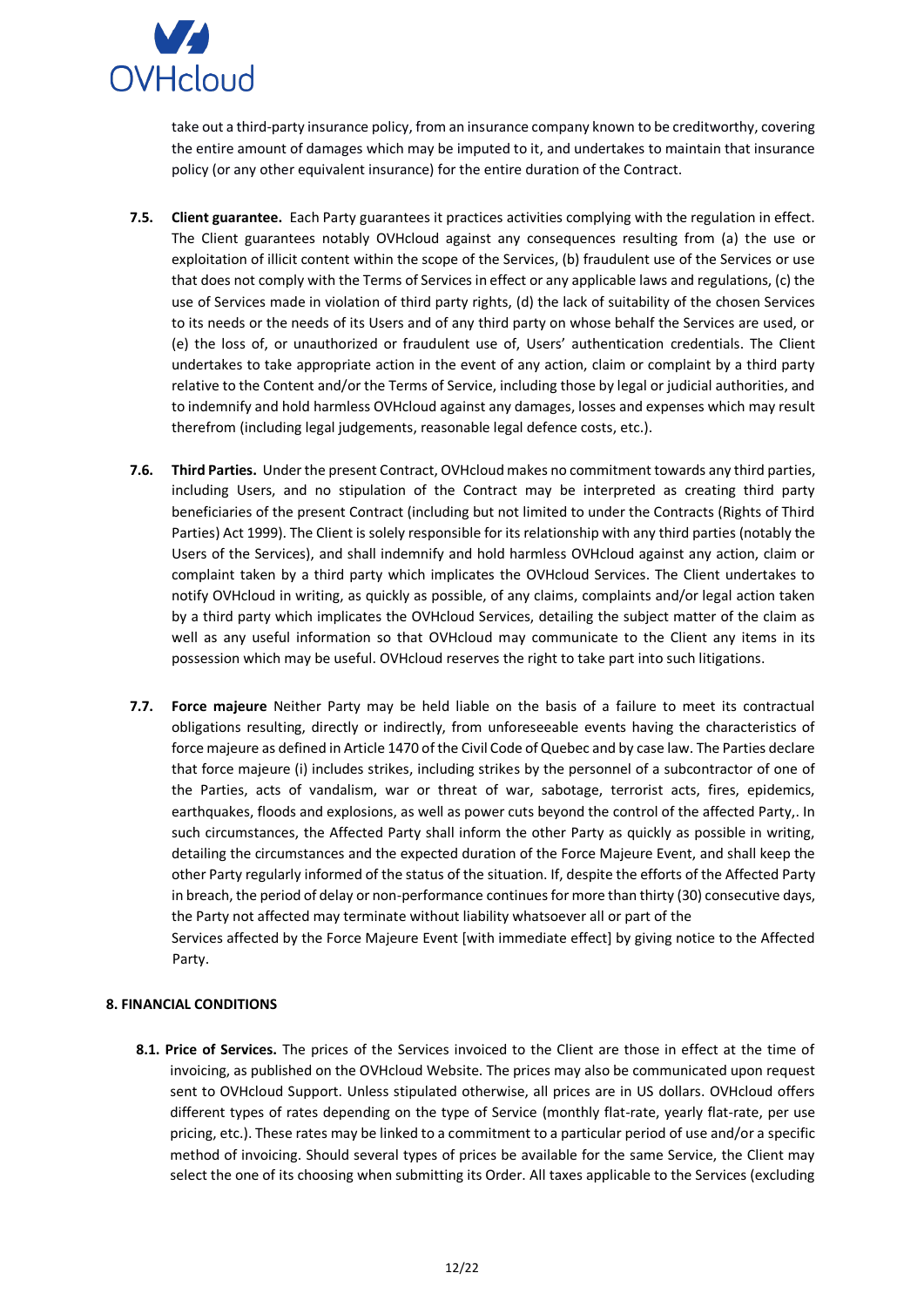take out a third-party insurance policy, from an insurance company known to be creditworthy, covering the entire amount of damages which may be imputed to it, and undertakes to maintain that insurance policy (or any other equivalent insurance) for the entire duration of the Contract.

**7.5. Client guarantee.** Each Party guarantees it practices activities complying with the regulation in effect. The Client guarantees notably OVHcloud against any consequences resulting from (a) the use or exploitation of illicit content within the scope of the Services, (b) fraudulent use of the Services or use that does not comply with the Terms of Services in effect or any applicable laws and regulations, (c) the use of Services made in violation of third party rights, (d) the lack of suitability of the chosen Services to its needs or the needs of its Users and of any third party on whose behalf the Services are used, or (e) the loss of, or unauthorized or fraudulent use of, Users' authentication credentials. The Client undertakes to take appropriate action in the event of any action, claim or complaint by a third party relative to the Content and/or the Terms of Service, including those by legal or judicial authorities, and to indemnify and hold harmless OVHcloud against any damages, losses and expenses which may result therefrom (including legal judgements, reasonable legal defence costs, etc.).

**7.6. Third Parties.** Under the present Contract, OVHcloud makes no commitment towards any third parties, including Users, and no stipulation of the Contract may be interpreted as creating third party beneficiaries of the present Contract (including but not limited to under the Contracts (Rights of Third Parties) Act 1999). The Client is solely responsible for its relationship with any third parties (notably the Users of the Services), and shall indemnify and hold harmless OVHcloud against any action, claim or complaint taken by a third party which implicates the OVHcloud Services. The Client undertakes to notify OVHcloud in writing, as quickly as possible, of any claims, complaints and/or legal action taken by a third party which implicates the OVHcloud Services, detailing the subject matter of the claim as well as any useful information so that OVHcloud may communicate to the Client any items in its possession which may be useful. OVHcloud reserves the right to take part into such litigations.

**7.7. Force majeure** Neither Party may be held liable on the basis of a failure to meet its contractual obligations resulting, directly or indirectly, from unforeseeable events having the characteristics of force majeure as defined in Article 1470 of the Civil Code of Quebec and by case law. The Parties declare that force majeure (i) includes strikes, including strikes by the personnel of a subcontractor of one of the Parties, acts of vandalism, war or threat of war, sabotage, terrorist acts, fires, epidemics, earthquakes, floods and explosions, as well as power cuts beyond the control of the affected Party,. In such circumstances, the Affected Party shall inform the other Party as quickly as possible in writing, detailing the circumstances and the expected duration of the Force Majeure Event, and shall keep the other Party regularly informed of the status of the situation. If, despite the efforts of the Affected Party in breach, the period of delay or non-performance continues for more than thirty (30) consecutive days, the Party not affected may terminate without liability whatsoever all or part of the Services affected by the Force Majeure Event [with immediate effect] by giving notice to the Affected Party.

## 8. FINANCIAL CONDITIONS

**8.1. Price of Services.** The prices of the Services invoiced to the Client are those in effect at the time of invoicing, as published on the OVHcloud Website. The prices may also be communicated upon request sent to OVHcloud Support. Unless stipulated otherwise, all prices are in US dollars. OVHcloud offers different types of rates depending on the type of Service (monthly flat-rate, yearly flat-rate, per use pricing, etc.). These rates may be linked to a commitment to a particular period of use and/or a specific method of invoicing. Should several types of prices be available for the same Service, the Client may select the one of its choosing when submitting its Order. All taxes applicable to the Services (excluding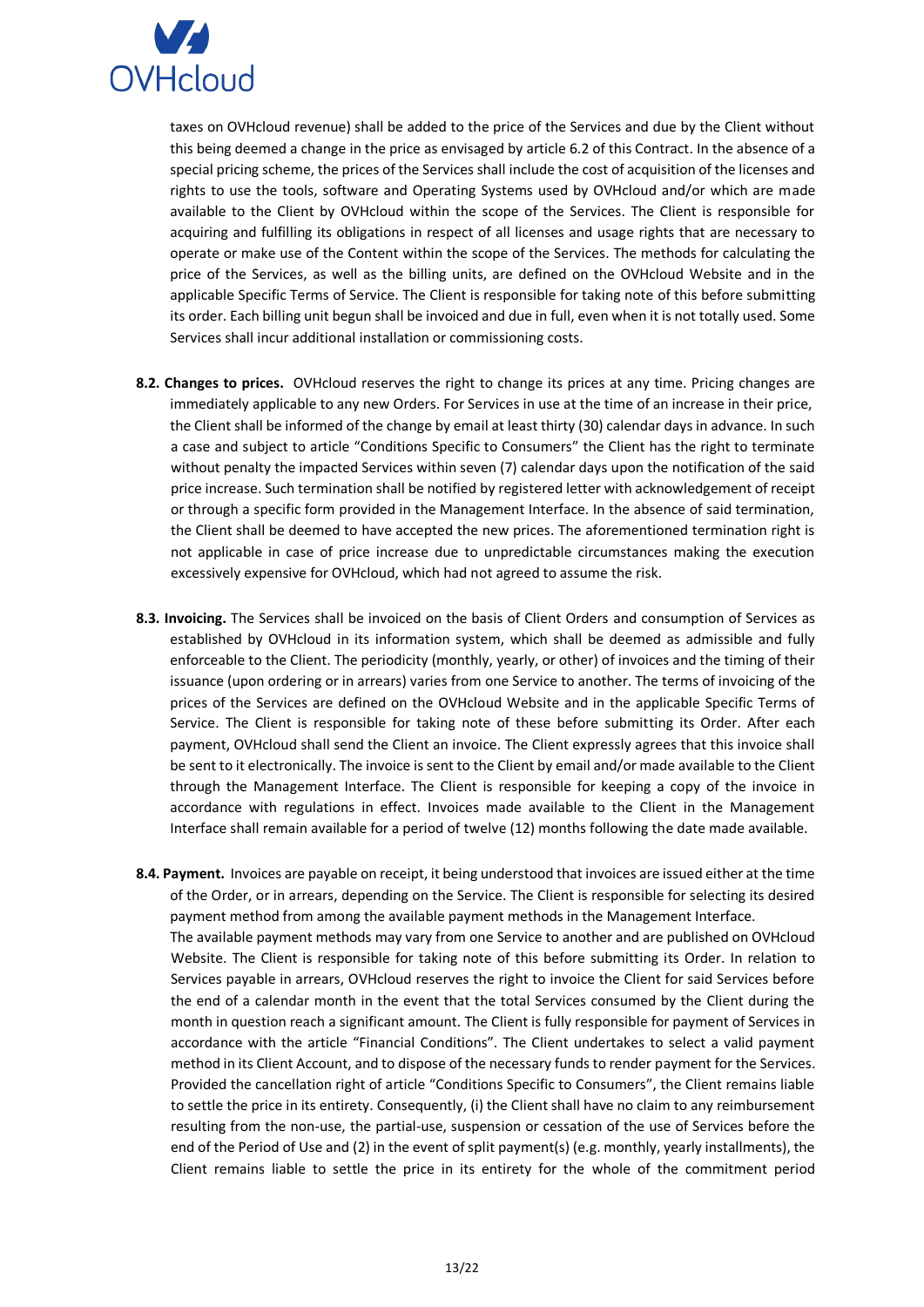taxes on OVHcloud revenue) shall be added to the price of the Services and due by the Client without this being deemed a change in the price as envisaged by article 6.2 of this Contract. In the absence of a special pricing scheme, the prices of the Services shall include the cost of acquisition of the licenses and rights to use the tools, software and Operating Systems used by OVHcloud and/or which are made available to the Client by OVHcloud within the scope of the Services. The Client is responsible for acquiring and fulfilling its obligations in respect of all licenses and usage rights that are necessary to operate or make use of the Content within the scope of the Services. The methods for calculating the price of the Services, as well as the billing units, are defined on the OVHcloud Website and in the applicable Specific Terms of Service. The Client is responsible for taking note of this before submitting its order. Each billing unit begun shall be invoiced and due in full, even when it is not totally used. Some Services shall incur additional installation or commissioning costs.

**8.2. Changes to prices.** OVHcloud reserves the right to change its prices at any time. Pricing changes are immediately applicable to any new Orders. For Services in use at the time of an increase in their price, the Client shall be informed of the change by email at least thirty (30) calendar days in advance. In such a case and subject to article "Conditions Specific to Consumers" the Client has the right to terminate without penalty the impacted Services within seven (7) calendar days upon the notification of the said price increase. Such termination shall be notified by registered letter with acknowledgement of receipt or through a specific form provided in the Management Interface. In the absence of said termination, the Client shall be deemed to have accepted the new prices. The aforementioned termination right is not applicable in case of price increase due to unpredictable circumstances making the execution excessively expensive for OVHcloud, which had not agreed to assume the risk.

**8.3. Invoicing.** The Services shall be invoiced on the basis of Client Orders and consumption of Services as established by OVHcloud in its information system, which shall be deemed as admissible and fully enforceable to the Client. The periodicity (monthly, yearly, or other) of invoices and the timing of their issuance (upon ordering or in arrears) varies from one Service to another. The terms of invoicing of the prices of the Services are defined on the OVHcloud Website and in the applicable Specific Terms of Service. The Client is responsible for taking note of these before submitting its Order. After each payment, OVHcloud shall send the Client an invoice. The Client expressly agrees that this invoice shall be sent to it electronically. The invoice is sent to the Client by email and/or made available to the Client through the Management Interface. The Client is responsible for keeping a copy of the invoice in accordance with regulations in effect. Invoices made available to the Client in the Management Interface shall remain available for a period of twelve (12) months following the date made available.

**8.4. Payment.** Invoices are payable on receipt, it being understood that invoices are issued either at the time of the Order, or in arrears, depending on the Service. The Client is responsible for selecting its desired payment method from among the available payment methods in the Management Interface.

The available payment methods may vary from one Service to another and are published on OVHcloud Website. The Client is responsible for taking note of this before submitting its Order. In relation to Services payable in arrears, OVHcloud reserves the right to invoice the Client for said Services before the end of a calendar month in the event that the total Services consumed by the Client during the month in question reach a significant amount. The Client is fully responsible for payment of Services in accordance with the article "Financial Conditions". The Client undertakes to select a valid payment method in its Client Account, and to dispose of the necessary funds to render payment for the Services. Provided the cancellation right of article "Conditions Specific to Consumers", the Client remains liable to settle the price in its entirety. Consequently, (i) the Client shall have no claim to any reimbursement resulting from the non-use, the partial-use, suspension or cessation of the use of Services before the end of the Period of Use and (2) in the event of split payment(s) (e.g. monthly, yearly installments), the Client remains liable to settle the price in its entirety for the whole of the commitment period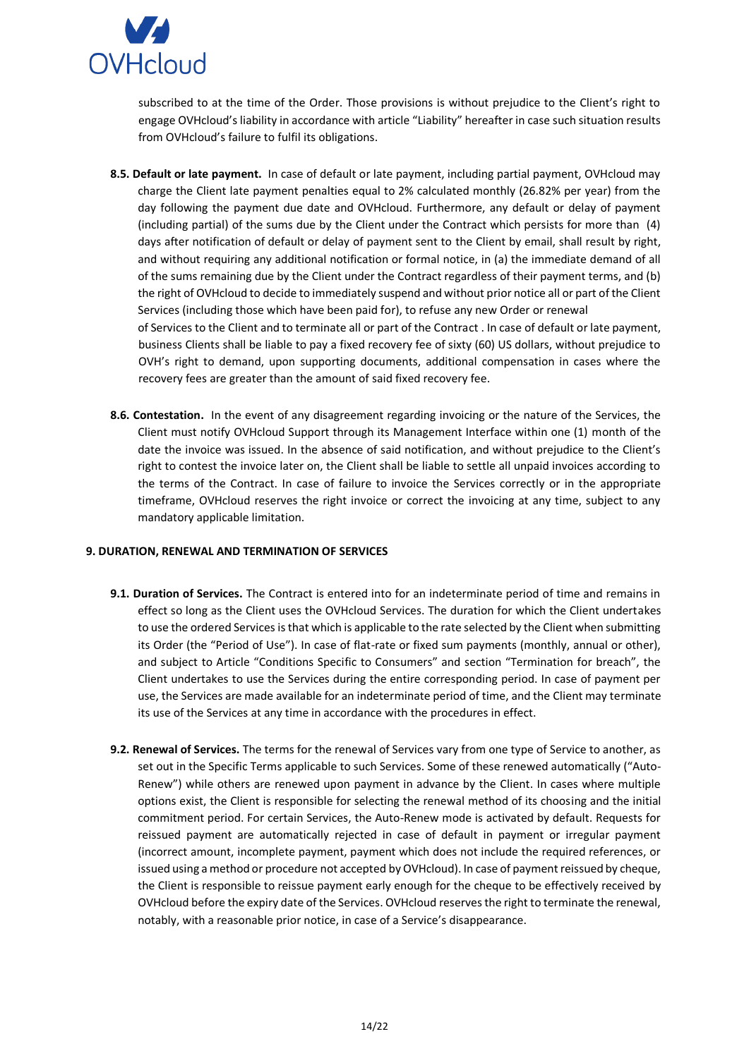subscribed to at the time of the Order. Those provisions is without prejudice to the Client's right to engage OVHcloud's liability in accordance with article "Liability" hereafter in case such situation results from OVHcloud's failure to fulfil its obligations.

**8.5. Default or late payment.** In case of default or late payment, including partial payment, OVHcloud may charge the Client late payment penalties equal to 2% calculated monthly (26.82% per year) from the day following the payment due date and OVHcloud. Furthermore, any default or delay of payment (including partial) of the sums due by the Client under the Contract which persists for more than (4) days after notification of default or delay of payment sent to the Client by email, shall result by right, and without requiring any additional notification or formal notice, in (a) the immediate demand of all of the sums remaining due by the Client under the Contract regardless of their payment terms, and (b) the right of OVHcloud to decide to immediately suspend and without prior notice all or part of the Client Services (including those which have been paid for), to refuse any new Order or renewal of Services to the Client and to terminate all or part of the Contract . In case of default or late payment, business Clients shall be liable to pay a fixed recovery fee of sixty (60) US dollars, without prejudice to OVH's right to demand, upon supporting documents, additional compensation in cases where the recovery fees are greater than the amount of said fixed recovery fee.

**8.6. Contestation.** In the event of any disagreement regarding invoicing or the nature of the Services, the Client must notify OVHcloud Support through its Management Interface within one (1) month of the date the invoice was issued. In the absence of said notification, and without prejudice to the Client's right to contest the invoice later on, the Client shall be liable to settle all unpaid invoices according to the terms of the Contract. In case of failure to invoice the Services correctly or in the appropriate timeframe, OVHcloud reserves the right invoice or correct the invoicing at any time, subject to any mandatory applicable limitation.

## 9. DURATION, RENEWAL AND TERMINATION OF SERVICES

**9.1. Duration of Services.** The Contract is entered into for an indeterminate period of time and remains in effect so long as the Client uses the OVHcloud Services. The duration for which the Client undertakes to use the ordered Services is that which is applicable to the rate selected by the Client when submitting its Order (the "Period of Use"). In case of flat-rate or fixed sum payments (monthly, annual or other), and subject to Article "Conditions Specific to Consumers" and section "Termination for breach", the Client undertakes to use the Services during the entire corresponding period. In case of payment per use, the Services are made available for an indeterminate period of time, and the Client may terminate its use of the Services at any time in accordance with the procedures in effect.

**9.2. Renewal of Services.** The terms for the renewal of Services vary from one type of Service to another, as set out in the Specific Terms applicable to such Services. Some of these renewed automatically ("Auto-Renew") while others are renewed upon payment in advance by the Client. In cases where multiple options exist, the Client is responsible for selecting the renewal method of its choosing and the initial commitment period. For certain Services, the Auto-Renew mode is activated by default. Requests for reissued payment are automatically rejected in case of default in payment or irregular payment (incorrect amount, incomplete payment, payment which does not include the required references, or issued using a method or procedure not accepted by OVHcloud). In case of payment reissued by cheque, the Client is responsible to reissue payment early enough for the cheque to be effectively received by OVHcloud before the expiry date of the Services. OVHcloud reserves the right to terminate the renewal, notably, with a reasonable prior notice, in case of a Service's disappearance.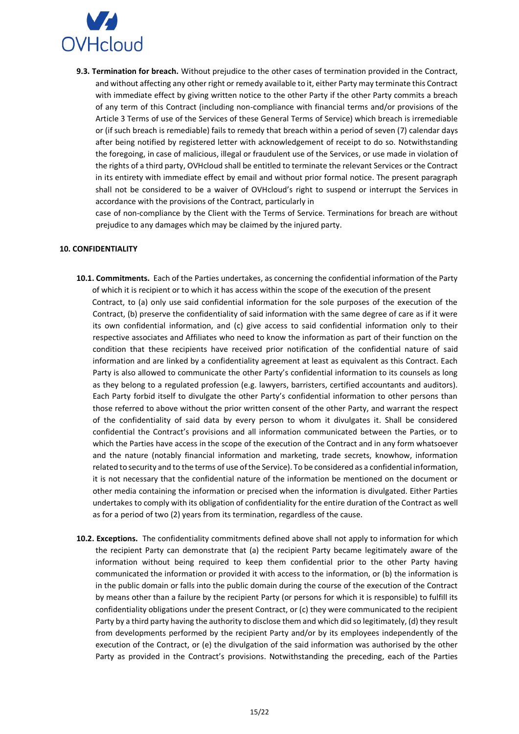**9.3. Termination for breach.** Without prejudice to the other cases of termination provided in the Contract, and without affecting any other right or remedy available to it, either Party may terminate this Contract with immediate effect by giving written notice to the other Party if the other Party commits a breach of any term of this Contract (including non-compliance with financial terms and/or provisions of the Article 3 Terms of use of the Services of these General Terms of Service) which breach is irremediable or (if such breach is remediable) fails to remedy that breach within a period of seven (7) calendar days after being notified by registered letter with acknowledgement of receipt to do so. Notwithstanding the foregoing, in case of malicious, illegal or fraudulent use of the Services, or use made in violation of the rights of a third party, OVHcloud shall be entitled to terminate the relevant Services or the Contract in its entirety with immediate effect by email and without prior formal notice. The present paragraph shall not be considered to be a waiver of OVHcloud's right to suspend or interrupt the Services in accordance with the provisions of the Contract, particularly in case of non-compliance by the Client with the Terms of Service. Terminations for breach are without prejudice to any damages which may be claimed by the injured party.

## 10. CONFIDENTIALITY

**10.1. Commitments.** Each of the Parties undertakes, as concerning the confidential information of the Party of which it is recipient or to which it has access within the scope of the execution of the present Contract, to (a) only use said confidential information for the sole purposes of the execution of the Contract, (b) preserve the confidentiality of said information with the same degree of care as if it were its own confidential information, and (c) give access to said confidential information only to their respective associates and Affiliates who need to know the information as part of their function on the condition that these recipients have received prior notification of the confidential nature of said information and are linked by a confidentiality agreement at least as equivalent as this Contract. Each Party is also allowed to communicate the other Party's confidential information to its counsels as long as they belong to a regulated profession (e.g. lawyers, barristers, certified accountants and auditors). Each Party forbid itself to divulgate the other Party's confidential information to other persons than those referred to above without the prior written consent of the other Party, and warrant the respect of the confidentiality of said data by every person to whom it divulgates it. Shall be considered confidential the Contract's provisions and all information communicated between the Parties, or to which the Parties have access in the scope of the execution of the Contract and in any form whatsoever and the nature (notably financial information and marketing, trade secrets, knowhow, information related to security and to the terms of use of the Service). To be considered as a confidential information, it is not necessary that the confidential nature of the information be mentioned on the document or other media containing the information or precised when the information is divulgated. Either Parties undertakes to comply with its obligation of confidentiality for the entire duration of the Contract as well as for a period of two (2) years from its termination, regardless of the cause.

**10.2. Exceptions.** The confidentiality commitments defined above shall not apply to information for which the recipient Party can demonstrate that (a) the recipient Party became legitimately aware of the information without being required to keep them confidential prior to the other Party having communicated the information or provided it with access to the information, or (b) the information is in the public domain or falls into the public domain during the course of the execution of the Contract by means other than a failure by the recipient Party (or persons for which it is responsible) to fulfill its confidentiality obligations under the present Contract, or (c) they were communicated to the recipient Party by a third party having the authority to disclose them and which did so legitimately, (d) they result from developments performed by the recipient Party and/or by its employees independently of the execution of the Contract, or (e) the divulgation of the said information was authorised by the other Party as provided in the Contract's provisions. Notwithstanding the preceding, each of the Parties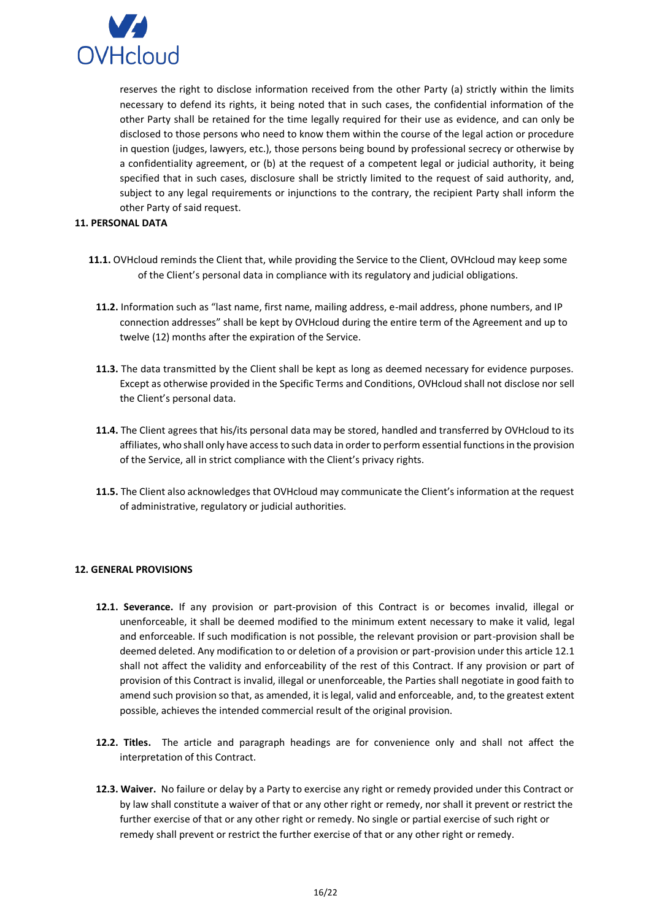reserves the right to disclose information received from the other Party (a) strictly within the limits necessary to defend its rights, it being noted that in such cases, the confidential information of the other Party shall be retained for the time legally required for their use as evidence, and can only be disclosed to those persons who need to know them within the course of the legal action or procedure in question (judges, lawyers, etc.), those persons being bound by professional secrecy or otherwise by a confidentiality agreement, or (b) at the request of a competent legal or judicial authority, it being specified that in such cases, disclosure shall be strictly limited to the request of said authority, and, subject to any legal requirements or injunctions to the contrary, the recipient Party shall inform the other Party of said request.

## 11. PERSONAL DATA

**11.1.** OVHcloud reminds the Client that, while providing the Service to the Client, OVHcloud may keep some of the Client's personal data in compliance with its regulatory and judicial obligations.

**11.2.** Information such as "last name, first name, mailing address, e-mail address, phone numbers, and IP connection addresses" shall be kept by OVHcloud during the entire term of the Agreement and up to twelve (12) months after the expiration of the Service.

**11.3.** The data transmitted by the Client shall be kept as long as deemed necessary for evidence purposes. Except as otherwise provided in the Specific Terms and Conditions, OVHcloud shall not disclose nor sell the Client's personal data.

**11.4.** The Client agrees that his/its personal data may be stored, handled and transferred by OVHcloud to its affiliates, who shall only have access to such data in order to perform essential functions in the provision of the Service, all in strict compliance with the Client's privacy rights.

**11.5.** The Client also acknowledges that OVHcloud may communicate the Client's information at the request of administrative, regulatory or judicial authorities.

## 12. GENERAL PROVISIONS

**12.1. Severance.** If any provision or part-provision of this Contract is or becomes invalid, illegal or unenforceable, it shall be deemed modified to the minimum extent necessary to make it valid, legal and enforceable. If such modification is not possible, the relevant provision or part-provision shall be deemed deleted. Any modification to or deletion of a provision or part-provision under this article 12.1 shall not affect the validity and enforceability of the rest of this Contract. If any provision or part of provision of this Contract is invalid, illegal or unenforceable, the Parties shall negotiate in good faith to amend such provision so that, as amended, it is legal, valid and enforceable, and, to the greatest extent possible, achieves the intended commercial result of the original provision.

**12.2. Titles.** The article and paragraph headings are for convenience only and shall not affect the interpretation of this Contract.

**12.3. Waiver.** No failure or delay by a Party to exercise any right or remedy provided under this Contract or by law shall constitute a waiver of that or any other right or remedy, nor shall it prevent or restrict the further exercise of that or any other right or remedy. No single or partial exercise of such right or remedy shall prevent or restrict the further exercise of that or any other right or remedy.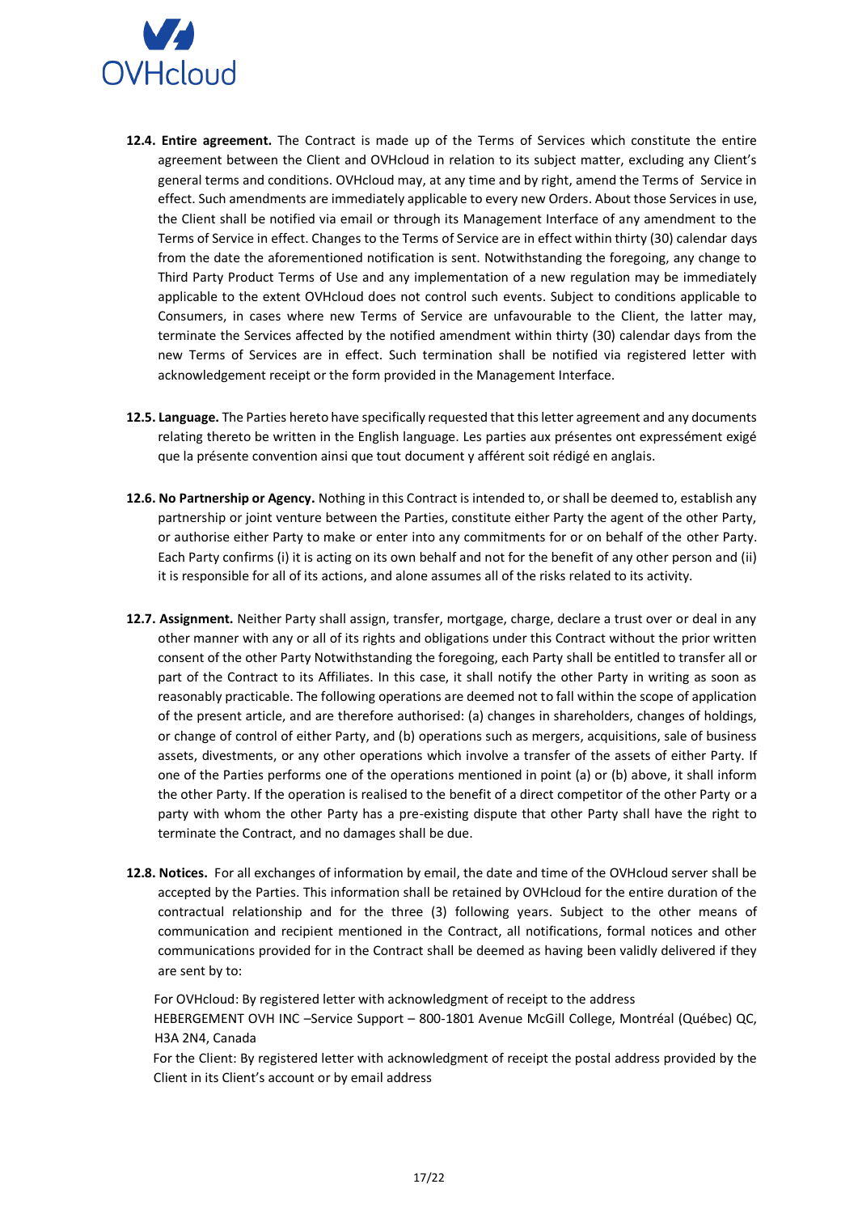**12.4. Entire agreement.** The Contract is made up of the Terms of Services which constitute the entire agreement between the Client and OVHcloud in relation to its subject matter, excluding any Client's general terms and conditions. OVHcloud may, at any time and by right, amend the Terms of Service in effect. Such amendments are immediately applicable to every new Orders. About those Services in use, the Client shall be notified via email or through its Management Interface of any amendment to the Terms of Service in effect. Changes to the Terms of Service are in effect within thirty (30) calendar days from the date the aforementioned notification is sent. Notwithstanding the foregoing, any change to Third Party Product Terms of Use and any implementation of a new regulation may be immediately applicable to the extent OVHcloud does not control such events. Subject to conditions applicable to Consumers, in cases where new Terms of Service are unfavourable to the Client, the latter may, terminate the Services affected by the notified amendment within thirty (30) calendar days from the new Terms of Services are in effect. Such termination shall be notified via registered letter with acknowledgement receipt or the form provided in the Management Interface.

**12.5. Language.** The Parties hereto have specifically requested that this letter agreement and any documents relating thereto be written in the English language. Les parties aux présentes ont expressément exigé que la présente convention ainsi que tout document y afférent soit rédigé en anglais.

**12.6. No Partnership or Agency.** Nothing in this Contract is intended to, or shall be deemed to, establish any partnership or joint venture between the Parties, constitute either Party the agent of the other Party, or authorise either Party to make or enter into any commitments for or on behalf of the other Party. Each Party confirms (i) it is acting on its own behalf and not for the benefit of any other person and (ii) it is responsible for all of its actions, and alone assumes all of the risks related to its activity.

**12.7. Assignment.** Neither Party shall assign, transfer, mortgage, charge, declare a trust over or deal in any other manner with any or all of its rights and obligations under this Contract without the prior written consent of the other Party Notwithstanding the foregoing, each Party shall be entitled to transfer all or part of the Contract to its Affiliates. In this case, it shall notify the other Party in writing as soon as reasonably practicable. The following operations are deemed not to fall within the scope of application of the present article, and are therefore authorised: (a) changes in shareholders, changes of holdings, or change of control of either Party, and (b) operations such as mergers, acquisitions, sale of business assets, divestments, or any other operations which involve a transfer of the assets of either Party. If one of the Parties performs one of the operations mentioned in point (a) or (b) above, it shall inform the other Party. If the operation is realised to the benefit of a direct competitor of the other Party or a party with whom the other Party has a pre-existing dispute that other Party shall have the right to terminate the Contract, and no damages shall be due.

**12.8. Notices.** For all exchanges of information by email, the date and time of the OVHcloud server shall be accepted by the Parties. This information shall be retained by OVHcloud for the entire duration of the contractual relationship and for the three (3) following years. Subject to the other means of communication and recipient mentioned in the Contract, all notifications, formal notices and other communications provided for in the Contract shall be deemed as having been validly delivered if they are sent by to:

For OVHcloud: By registered letter with acknowledgment of receipt to the address
HEBERGEMENT OVH INC –Service Support – 800-1801 Avenue McGill College, Montréal (Québec) QC, H3A 2N4, Canada

For the Client: By registered letter with acknowledgment of receipt the postal address provided by the Client in its Client's account or by email address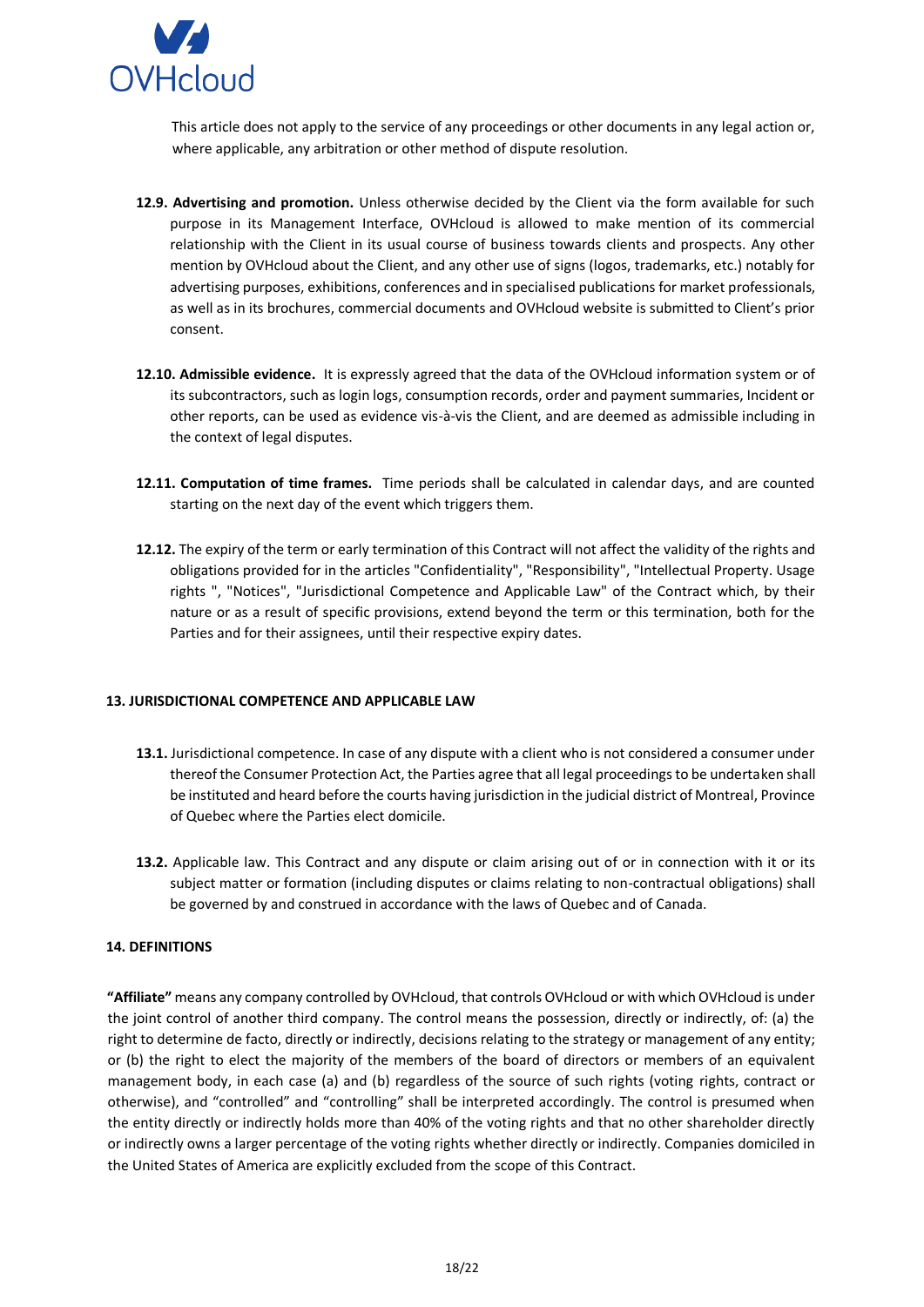This article does not apply to the service of any proceedings or other documents in any legal action or, where applicable, any arbitration or other method of dispute resolution.

**12.9. Advertising and promotion.** Unless otherwise decided by the Client via the form available for such purpose in its Management Interface, OVHcloud is allowed to make mention of its commercial relationship with the Client in its usual course of business towards clients and prospects. Any other mention by OVHcloud about the Client, and any other use of signs (logos, trademarks, etc.) notably for advertising purposes, exhibitions, conferences and in specialised publications for market professionals, as well as in its brochures, commercial documents and OVHcloud website is submitted to Client's prior consent.

**12.10. Admissible evidence.** It is expressly agreed that the data of the OVHcloud information system or of its subcontractors, such as login logs, consumption records, order and payment summaries, Incident or other reports, can be used as evidence vis-à-vis the Client, and are deemed as admissible including in the context of legal disputes.

**12.11. Computation of time frames.** Time periods shall be calculated in calendar days, and are counted starting on the next day of the event which triggers them.

**12.12.** The expiry of the term or early termination of this Contract will not affect the validity of the rights and obligations provided for in the articles "Confidentiality", "Responsibility", "Intellectual Property. Usage rights ", "Notices", "Jurisdictional Competence and Applicable Law" of the Contract which, by their nature or as a result of specific provisions, extend beyond the term or this termination, both for the Parties and for their assignees, until their respective expiry dates.

## 13. JURISDICTIONAL COMPETENCE AND APPLICABLE LAW

**13.1.** Jurisdictional competence. In case of any dispute with a client who is not considered a consumer under thereof the Consumer Protection Act, the Parties agree that all legal proceedings to be undertaken shall be instituted and heard before the courts having jurisdiction in the judicial district of Montreal, Province of Quebec where the Parties elect domicile.

**13.2.** Applicable law. This Contract and any dispute or claim arising out of or in connection with it or its subject matter or formation (including disputes or claims relating to non-contractual obligations) shall be governed by and construed in accordance with the laws of Quebec and of Canada.

## 14. DEFINITIONS

**"Affiliate"** means any company controlled by OVHcloud, that controls OVHcloud or with which OVHcloud is under the joint control of another third company. The control means the possession, directly or indirectly, of: (a) the right to determine de facto, directly or indirectly, decisions relating to the strategy or management of any entity; or (b) the right to elect the majority of the members of the board of directors or members of an equivalent management body, in each case (a) and (b) regardless of the source of such rights (voting rights, contract or otherwise), and "controlled" and "controlling" shall be interpreted accordingly. The control is presumed when the entity directly or indirectly holds more than 40% of the voting rights and that no other shareholder directly or indirectly owns a larger percentage of the voting rights whether directly or indirectly. Companies domiciled in the United States of America are explicitly excluded from the scope of this Contract.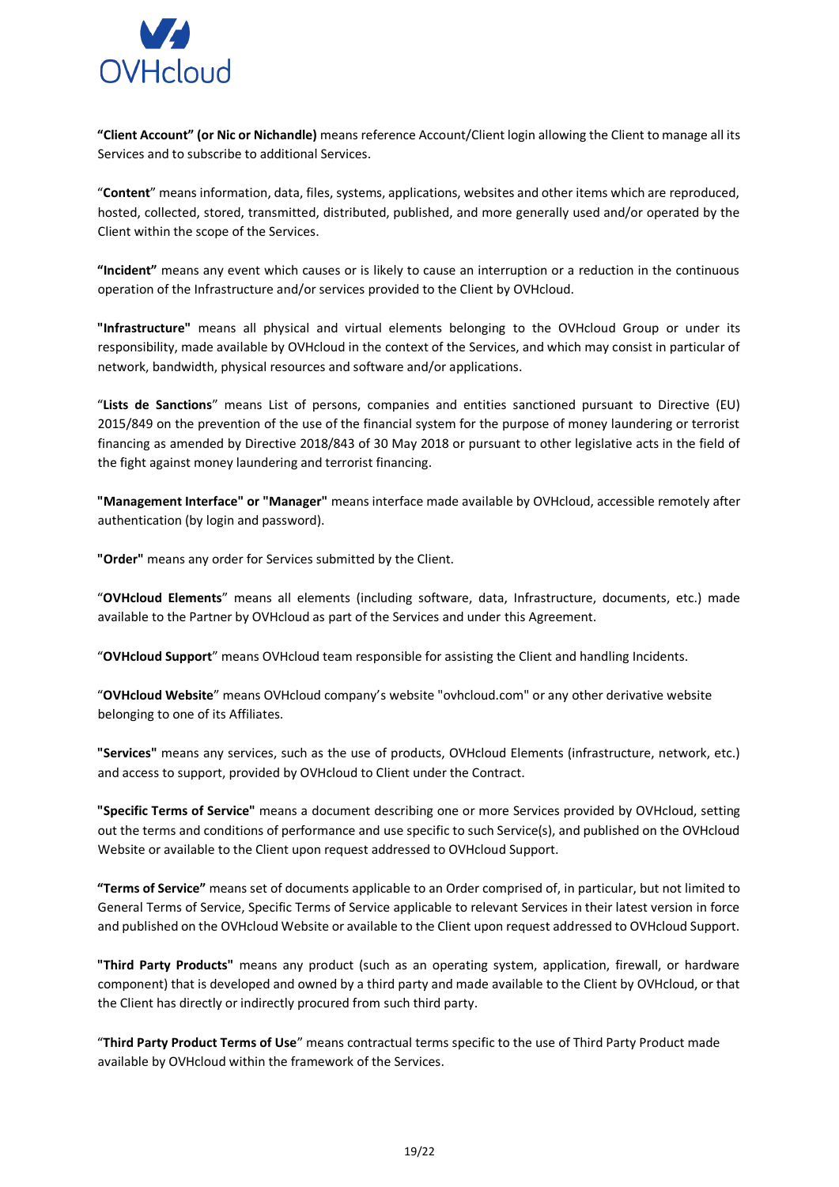**"Client Account" (or Nic or Nichandle)** means reference Account/Client login allowing the Client to manage all its Services and to subscribe to additional Services.

"**Content**" means information, data, files, systems, applications, websites and other items which are reproduced, hosted, collected, stored, transmitted, distributed, published, and more generally used and/or operated by the Client within the scope of the Services.

**"Incident"** means any event which causes or is likely to cause an interruption or a reduction in the continuous operation of the Infrastructure and/or services provided to the Client by OVHcloud.

**"Infrastructure"** means all physical and virtual elements belonging to the OVHcloud Group or under its responsibility, made available by OVHcloud in the context of the Services, and which may consist in particular of network, bandwidth, physical resources and software and/or applications.

"**Lists de Sanctions**" means List of persons, companies and entities sanctioned pursuant to Directive (EU) 2015/849 on the prevention of the use of the financial system for the purpose of money laundering or terrorist financing as amended by Directive 2018/843 of 30 May 2018 or pursuant to other legislative acts in the field of the fight against money laundering and terrorist financing.

**"Management Interface" or "Manager"** means interface made available by OVHcloud, accessible remotely after authentication (by login and password).

**"Order"** means any order for Services submitted by the Client.

"**OVHcloud Elements**" means all elements (including software, data, Infrastructure, documents, etc.) made available to the Partner by OVHcloud as part of the Services and under this Agreement.

"**OVHcloud Support**" means OVHcloud team responsible for assisting the Client and handling Incidents.

"**OVHcloud Website**" means OVHcloud company's website "ovhcloud.com" or any other derivative website belonging to one of its Affiliates.

**"Services"** means any services, such as the use of products, OVHcloud Elements (infrastructure, network, etc.) and access to support, provided by OVHcloud to Client under the Contract.

**"Specific Terms of Service"** means a document describing one or more Services provided by OVHcloud, setting out the terms and conditions of performance and use specific to such Service(s), and published on the OVHcloud Website or available to the Client upon request addressed to OVHcloud Support.

**"Terms of Service"** means set of documents applicable to an Order comprised of, in particular, but not limited to General Terms of Service, Specific Terms of Service applicable to relevant Services in their latest version in force and published on the OVHcloud Website or available to the Client upon request addressed to OVHcloud Support.

**"Third Party Products"** means any product (such as an operating system, application, firewall, or hardware component) that is developed and owned by a third party and made available to the Client by OVHcloud, or that the Client has directly or indirectly procured from such third party.

"**Third Party Product Terms of Use**" means contractual terms specific to the use of Third Party Product made available by OVHcloud within the framework of the Services.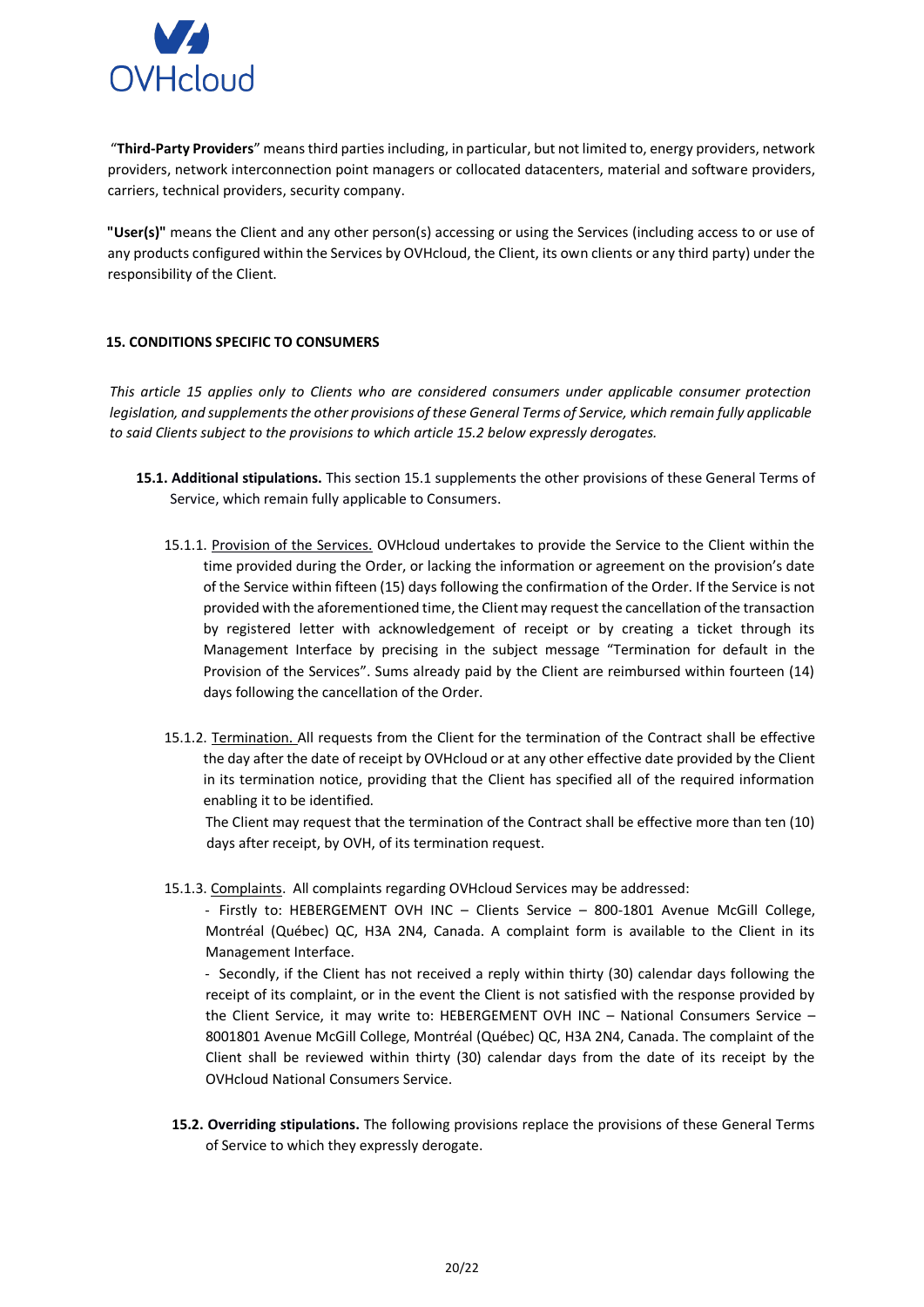"**Third-Party Providers**" means third parties including, in particular, but not limited to, energy providers, network providers, network interconnection point managers or collocated datacenters, material and software providers, carriers, technical providers, security company.

**"User(s)"** means the Client and any other person(s) accessing or using the Services (including access to or use of any products configured within the Services by OVHcloud, the Client, its own clients or any third party) under the responsibility of the Client.

## 15. CONDITIONS SPECIFIC TO CONSUMERS

*This article 15 applies only to Clients who are considered consumers under applicable consumer protection legislation, and supplements the other provisions of these General Terms of Service, which remain fully applicable to said Clients subject to the provisions to which article 15.2 below expressly derogates.*

**15.1. Additional stipulations.** This section 15.1 supplements the other provisions of these General Terms of Service, which remain fully applicable to Consumers.

15.1.1. Provision of the Services. OVHcloud undertakes to provide the Service to the Client within the time provided during the Order, or lacking the information or agreement on the provision's date of the Service within fifteen (15) days following the confirmation of the Order. If the Service is not provided with the aforementioned time, the Client may request the cancellation of the transaction by registered letter with acknowledgement of receipt or by creating a ticket through its Management Interface by precising in the subject message "Termination for default in the Provision of the Services". Sums already paid by the Client are reimbursed within fourteen (14) days following the cancellation of the Order.

15.1.2. Termination. All requests from the Client for the termination of the Contract shall be effective the day after the date of receipt by OVHcloud or at any other effective date provided by the Client in its termination notice, providing that the Client has specified all of the required information enabling it to be identified.

The Client may request that the termination of the Contract shall be effective more than ten (10) days after receipt, by OVH, of its termination request.

15.1.3. Complaints. All complaints regarding OVHcloud Services may be addressed:

- Firstly to: HEBERGEMENT OVH INC – Clients Service – 800-1801 Avenue McGill College, Montréal (Québec) QC, H3A 2N4, Canada. A complaint form is available to the Client in its Management Interface.
- Secondly, if the Client has not received a reply within thirty (30) calendar days following the receipt of its complaint, or in the event the Client is not satisfied with the response provided by the Client Service, it may write to: HEBERGEMENT OVH INC – National Consumers Service – 8001801 Avenue McGill College, Montréal (Québec) QC, H3A 2N4, Canada. The complaint of the Client shall be reviewed within thirty (30) calendar days from the date of its receipt by the OVHcloud National Consumers Service.

**15.2. Overriding stipulations.** The following provisions replace the provisions of these General Terms of Service to which they expressly derogate.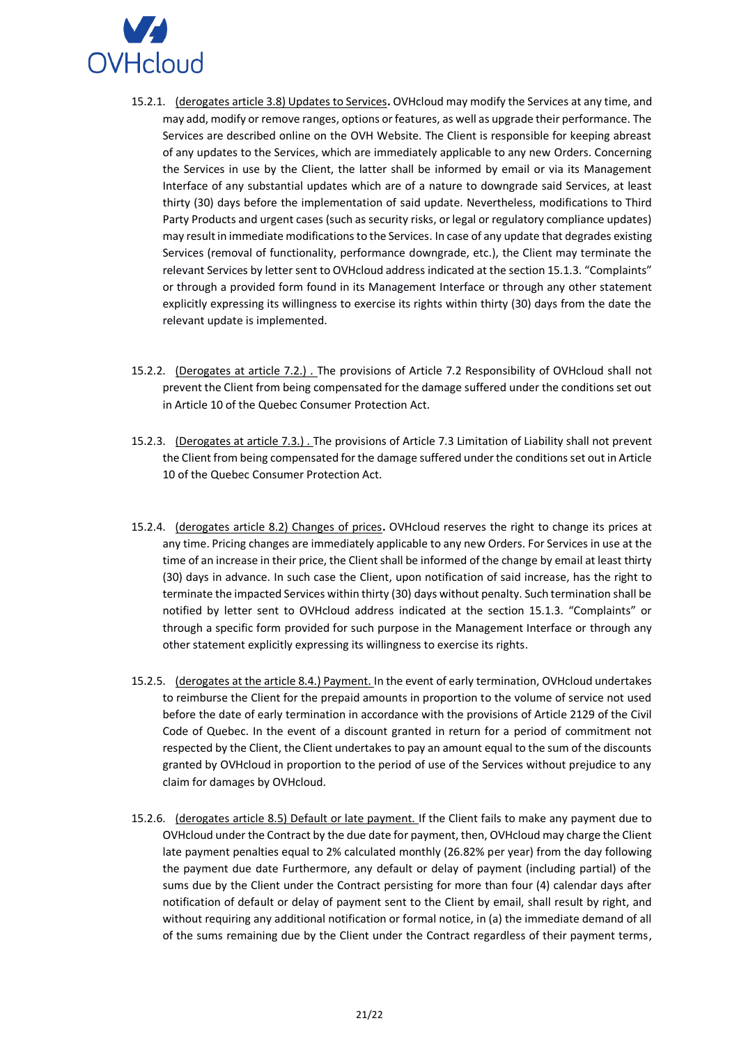15.2.1. <u>(derogates article 3.8) Updates to Services</u>**.** OVHcloud may modify the Services at any time, and may add, modify or remove ranges, options or features, as well as upgrade their performance. The Services are described online on the OVH Website. The Client is responsible for keeping abreast of any updates to the Services, which are immediately applicable to any new Orders. Concerning the Services in use by the Client, the latter shall be informed by email or via its Management Interface of any substantial updates which are of a nature to downgrade said Services, at least thirty (30) days before the implementation of said update. Nevertheless, modifications to Third Party Products and urgent cases (such as security risks, or legal or regulatory compliance updates) may result in immediate modifications to the Services. In case of any update that degrades existing Services (removal of functionality, performance downgrade, etc.), the Client may terminate the relevant Services by letter sent to OVHcloud address indicated at the section 15.1.3. "Complaints" or through a provided form found in its Management Interface or through any other statement explicitly expressing its willingness to exercise its rights within thirty (30) days from the date the relevant update is implemented.

15.2.2. <u>(Derogates at article 7.2.) .</u> The provisions of Article 7.2 Responsibility of OVHcloud shall not prevent the Client from being compensated for the damage suffered under the conditions set out in Article 10 of the Quebec Consumer Protection Act.

15.2.3. <u>(Derogates at article 7.3.) .</u> The provisions of Article 7.3 Limitation of Liability shall not prevent the Client from being compensated for the damage suffered under the conditions set out in Article 10 of the Quebec Consumer Protection Act.

15.2.4. <u>(derogates article 8.2) Changes of prices</u>**.** OVHcloud reserves the right to change its prices at any time. Pricing changes are immediately applicable to any new Orders. For Services in use at the time of an increase in their price, the Client shall be informed of the change by email at least thirty (30) days in advance. In such case the Client, upon notification of said increase, has the right to terminate the impacted Services within thirty (30) days without penalty. Such termination shall be notified by letter sent to OVHcloud address indicated at the section 15.1.3. "Complaints" or through a specific form provided for such purpose in the Management Interface or through any other statement explicitly expressing its willingness to exercise its rights.

15.2.5. <u>(derogates at the article 8.4.) Payment.</u> In the event of early termination, OVHcloud undertakes to reimburse the Client for the prepaid amounts in proportion to the volume of service not used before the date of early termination in accordance with the provisions of Article 2129 of the Civil Code of Quebec. In the event of a discount granted in return for a period of commitment not respected by the Client, the Client undertakes to pay an amount equal to the sum of the discounts granted by OVHcloud in proportion to the period of use of the Services without prejudice to any claim for damages by OVHcloud.

15.2.6. <u>(derogates article 8.5) Default or late payment.</u> If the Client fails to make any payment due to OVHcloud under the Contract by the due date for payment, then, OVHcloud may charge the Client late payment penalties equal to 2% calculated monthly (26.82% per year) from the day following the payment due date Furthermore, any default or delay of payment (including partial) of the sums due by the Client under the Contract persisting for more than four (4) calendar days after notification of default or delay of payment sent to the Client by email, shall result by right, and without requiring any additional notification or formal notice, in (a) the immediate demand of all of the sums remaining due by the Client under the Contract regardless of their payment terms,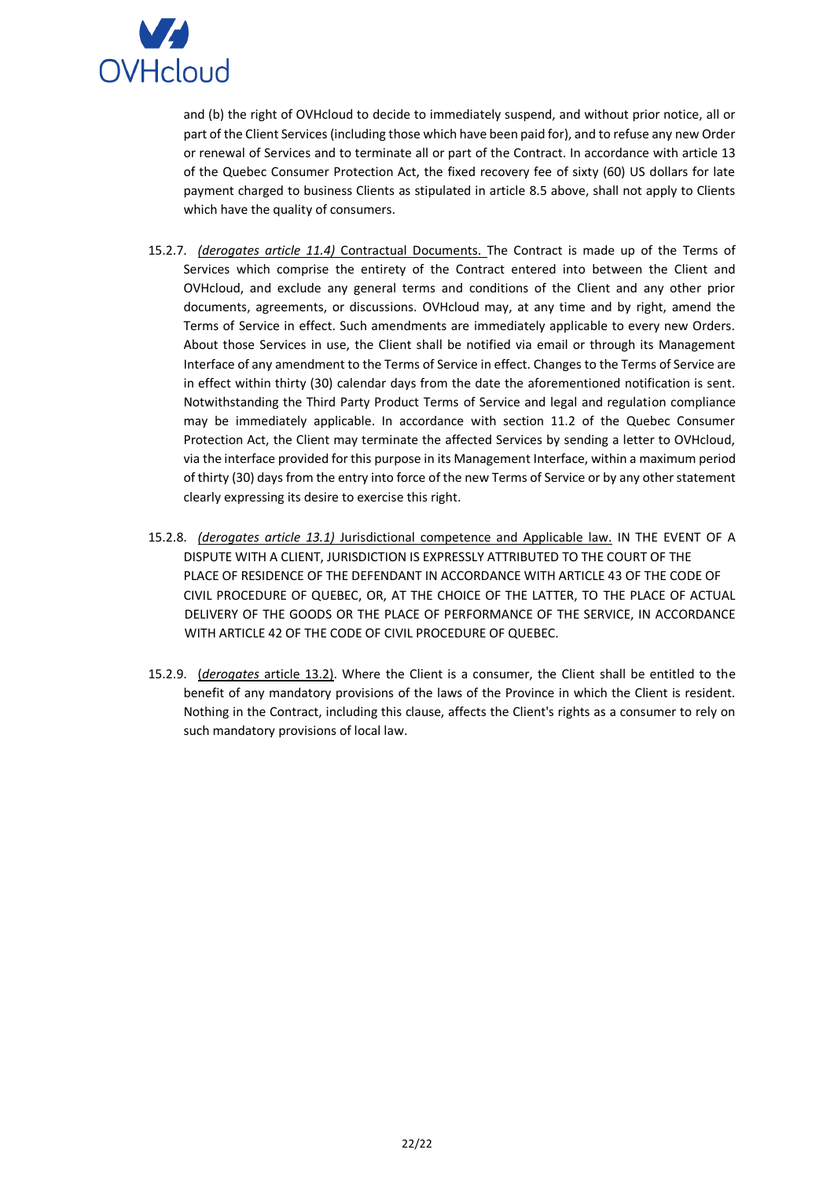and (b) the right of OVHcloud to decide to immediately suspend, and without prior notice, all or part of the Client Services (including those which have been paid for), and to refuse any new Order or renewal of Services and to terminate all or part of the Contract. In accordance with article 13 of the Quebec Consumer Protection Act, the fixed recovery fee of sixty (60) US dollars for late payment charged to business Clients as stipulated in article 8.5 above, shall not apply to Clients which have the quality of consumers.

15.2.7. *(derogates article 11.4)* Contractual Documents. The Contract is made up of the Terms of Services which comprise the entirety of the Contract entered into between the Client and OVHcloud, and exclude any general terms and conditions of the Client and any other prior documents, agreements, or discussions. OVHcloud may, at any time and by right, amend the Terms of Service in effect. Such amendments are immediately applicable to every new Orders. About those Services in use, the Client shall be notified via email or through its Management Interface of any amendment to the Terms of Service in effect. Changes to the Terms of Service are in effect within thirty (30) calendar days from the date the aforementioned notification is sent. Notwithstanding the Third Party Product Terms of Service and legal and regulation compliance may be immediately applicable. In accordance with section 11.2 of the Quebec Consumer Protection Act, the Client may terminate the affected Services by sending a letter to OVHcloud, via the interface provided for this purpose in its Management Interface, within a maximum period of thirty (30) days from the entry into force of the new Terms of Service or by any other statement clearly expressing its desire to exercise this right.

15.2.8. *(derogates article 13.1)* Jurisdictional competence and Applicable law. IN THE EVENT OF A DISPUTE WITH A CLIENT, JURISDICTION IS EXPRESSLY ATTRIBUTED TO THE COURT OF THE PLACE OF RESIDENCE OF THE DEFENDANT IN ACCORDANCE WITH ARTICLE 43 OF THE CODE OF CIVIL PROCEDURE OF QUEBEC, OR, AT THE CHOICE OF THE LATTER, TO THE PLACE OF ACTUAL DELIVERY OF THE GOODS OR THE PLACE OF PERFORMANCE OF THE SERVICE, IN ACCORDANCE WITH ARTICLE 42 OF THE CODE OF CIVIL PROCEDURE OF QUEBEC.

15.2.9. (*derogates* article 13.2). Where the Client is a consumer, the Client shall be entitled to the benefit of any mandatory provisions of the laws of the Province in which the Client is resident. Nothing in the Contract, including this clause, affects the Client's rights as a consumer to rely on such mandatory provisions of local law.